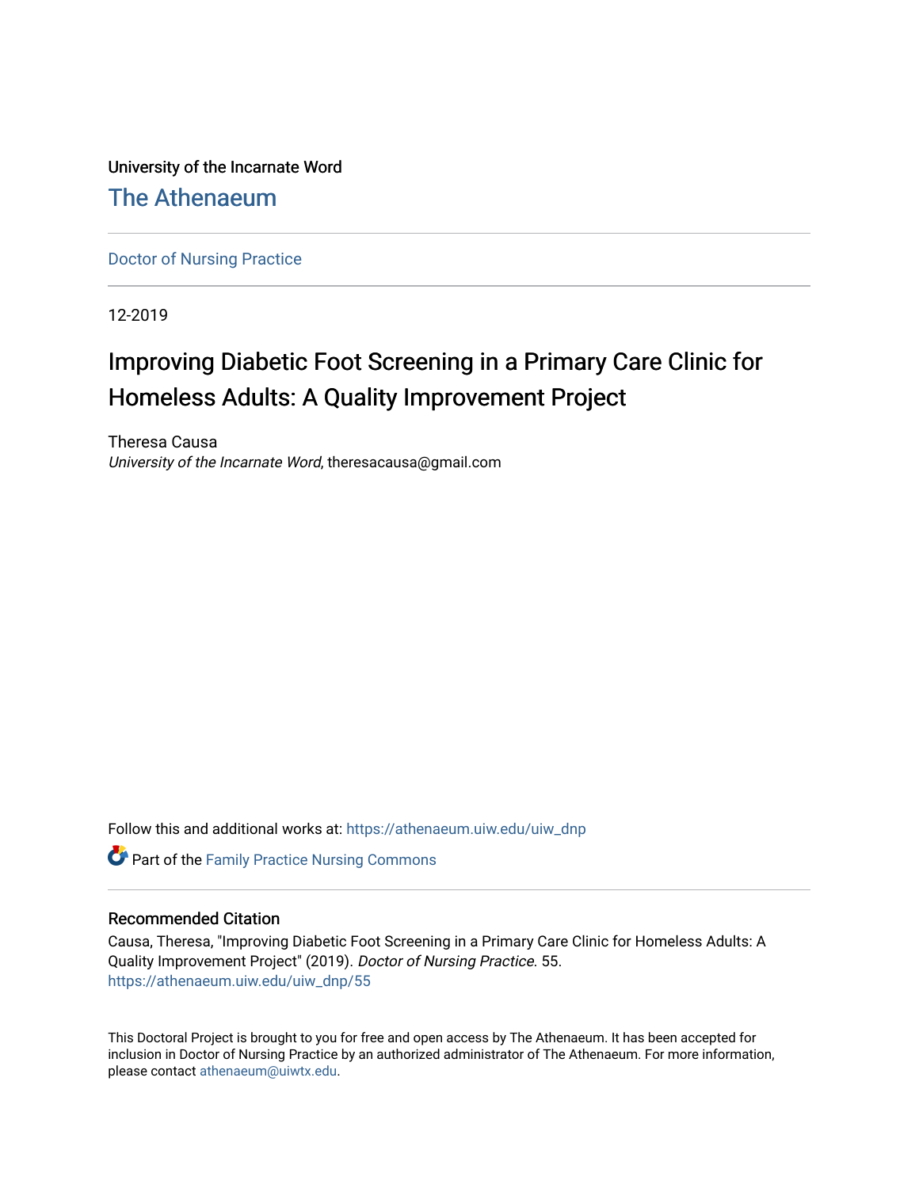University of the Incarnate Word

# The Athenaeum

Doctor of Nursing Practice

12-2019

# Improving Diabetic Foot Screening in a Primary Care Clinic for Homeless Adults: A Quality Improvement Project

Theresa Causa
*University of the Incarnate Word*, theresacausa@gmail.com

Follow this and additional works at: https://athenaeum.uiw.edu/uiw_dnp

Part of the Family Practice Nursing Commons

## Recommended Citation

Causa, Theresa, "Improving Diabetic Foot Screening in a Primary Care Clinic for Homeless Adults: A Quality Improvement Project" (2019). *Doctor of Nursing Practice*. 55.
https://athenaeum.uiw.edu/uiw_dnp/55

This Doctoral Project is brought to you for free and open access by The Athenaeum. It has been accepted for inclusion in Doctor of Nursing Practice by an authorized administrator of The Athenaeum. For more information, please contact athenaeum@uiwtx.edu.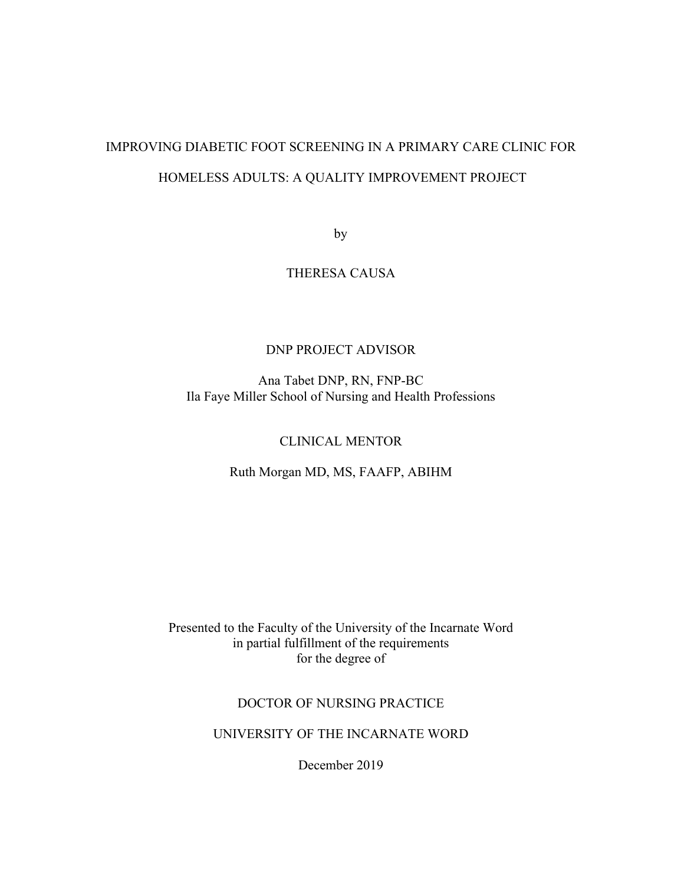# IMPROVING DIABETIC FOOT SCREENING IN A PRIMARY CARE CLINIC FOR HOMELESS ADULTS: A QUALITY IMPROVEMENT PROJECT

by

THERESA CAUSA

DNP PROJECT ADVISOR

Ana Tabet DNP, RN, FNP-BC
Ila Faye Miller School of Nursing and Health Professions

CLINICAL MENTOR

Ruth Morgan MD, MS, FAAFP, ABIHM

Presented to the Faculty of the University of the Incarnate Word
in partial fulfillment of the requirements
for the degree of

DOCTOR OF NURSING PRACTICE

UNIVERSITY OF THE INCARNATE WORD

December 2019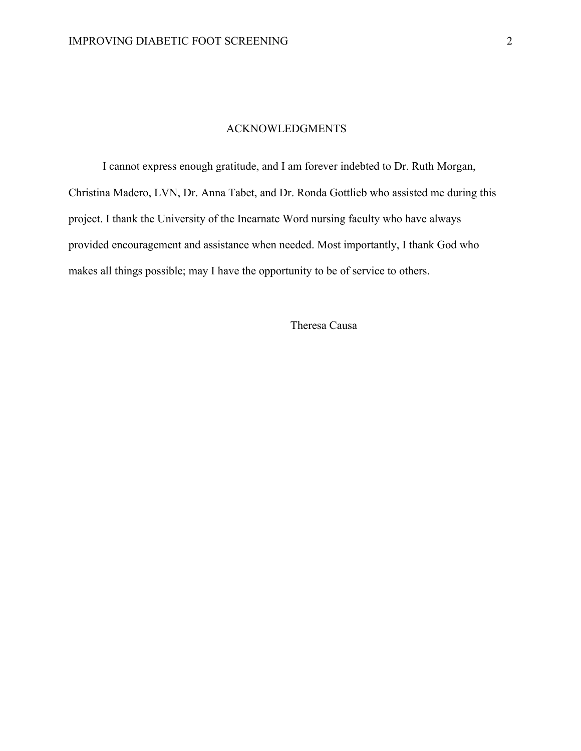# ACKNOWLEDGMENTS

I cannot express enough gratitude, and I am forever indebted to Dr. Ruth Morgan, Christina Madero, LVN, Dr. Anna Tabet, and Dr. Ronda Gottlieb who assisted me during this project. I thank the University of the Incarnate Word nursing faculty who have always provided encouragement and assistance when needed. Most importantly, I thank God who makes all things possible; may I have the opportunity to be of service to others.

Theresa Causa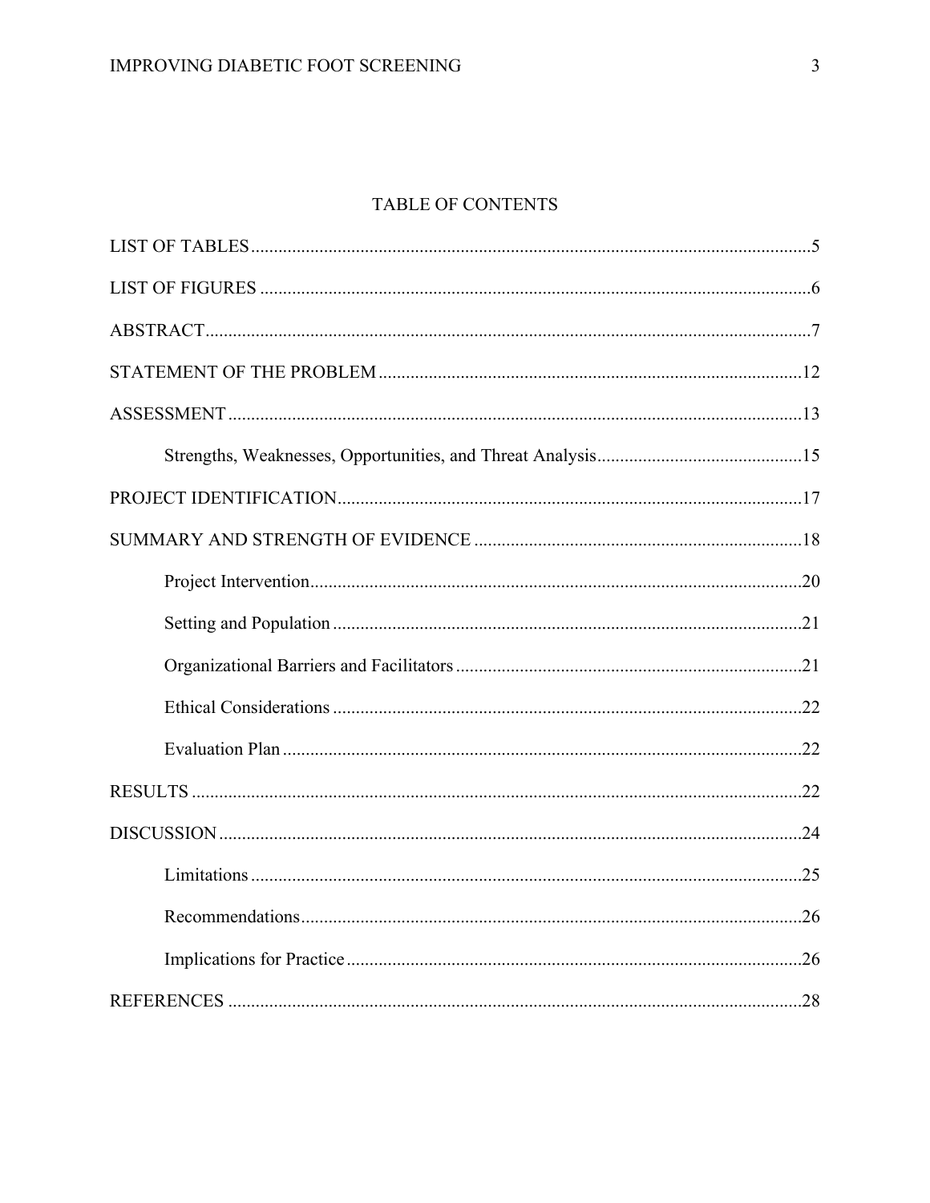## TABLE OF CONTENTS

LIST OF TABLES ..... 5

LIST OF FIGURES ..... 6

ABSTRACT ..... 7

STATEMENT OF THE PROBLEM ..... 12

ASSESSMENT ..... 13

- Strengths, Weaknesses, Opportunities, and Threat Analysis ..... 15

PROJECT IDENTIFICATION ..... 17

SUMMARY AND STRENGTH OF EVIDENCE ..... 18

- Project Intervention ..... 20
- Setting and Population ..... 21
- Organizational Barriers and Facilitators ..... 21
- Ethical Considerations ..... 22
- Evaluation Plan ..... 22

RESULTS ..... 22

DISCUSSION ..... 24

- Limitations ..... 25
- Recommendations ..... 26
- Implications for Practice ..... 26

REFERENCES ..... 28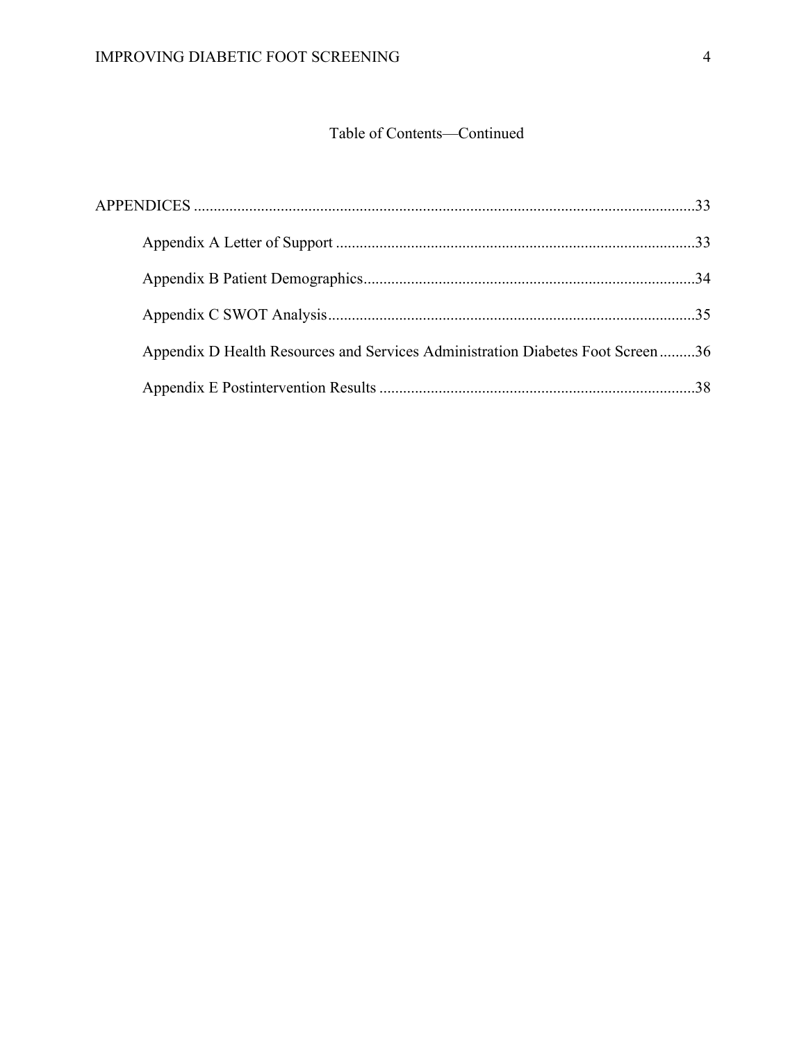Table of Contents—Continued

APPENDICES ..........33

- Appendix A Letter of Support ..........33
- Appendix B Patient Demographics..........34
- Appendix C SWOT Analysis..........35
- Appendix D Health Resources and Services Administration Diabetes Foot Screen..........36
- Appendix E Postintervention Results ..........38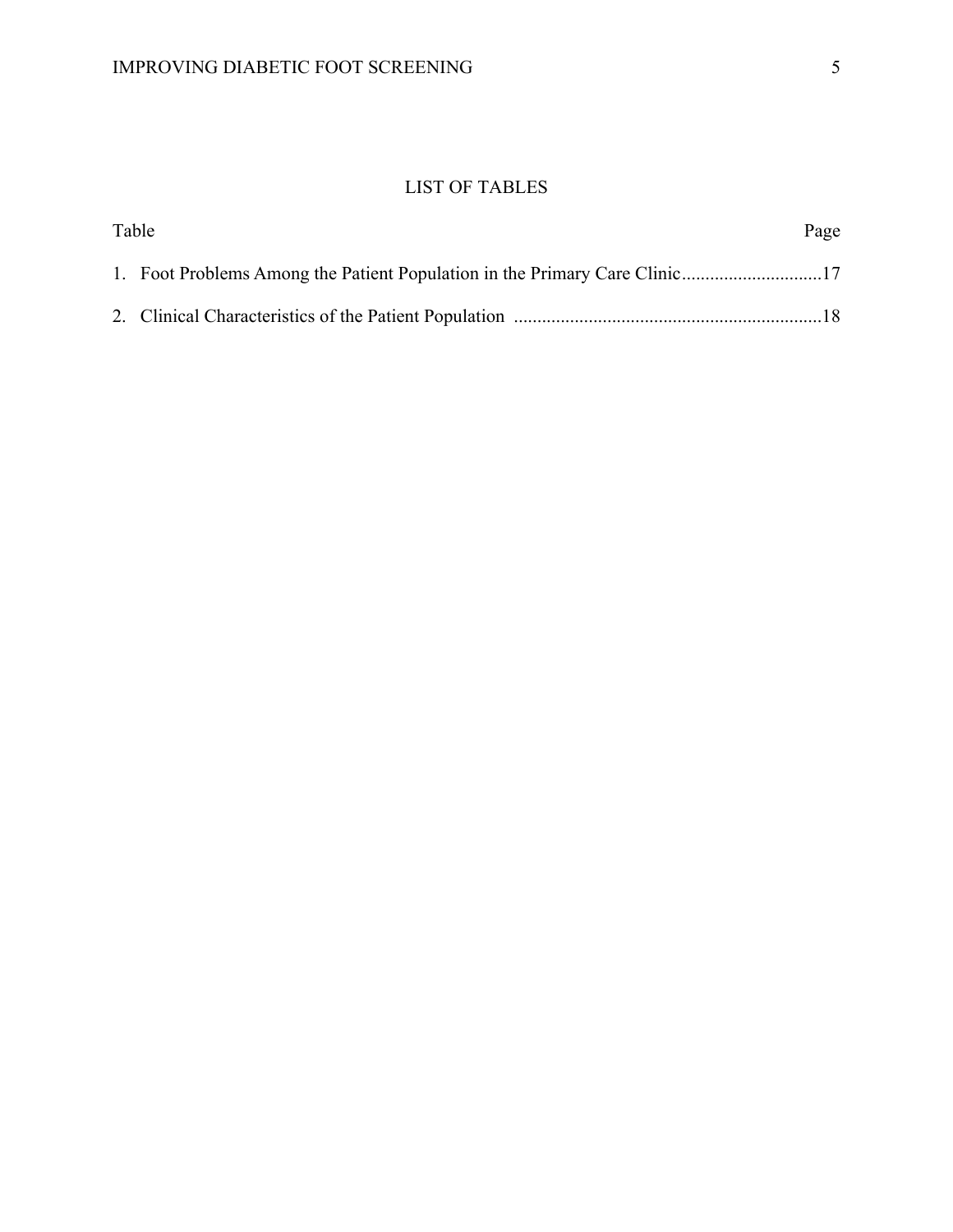# LIST OF TABLES

Table Page

1. Foot Problems Among the Patient Population in the Primary Care Clinic.............................17
2. Clinical Characteristics of the Patient Population .................................................................18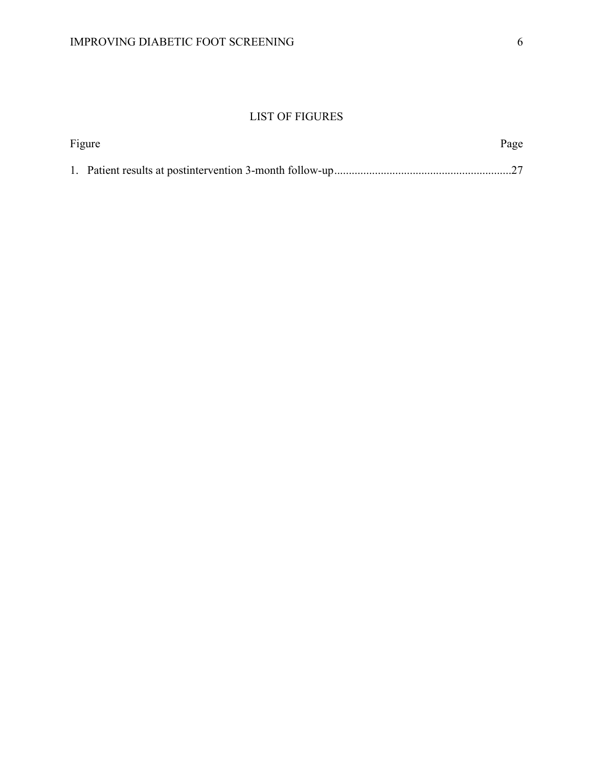## LIST OF FIGURES

| Figure | Page |
| --- | --- |
| 1. Patient results at postintervention 3-month follow-up | 27 |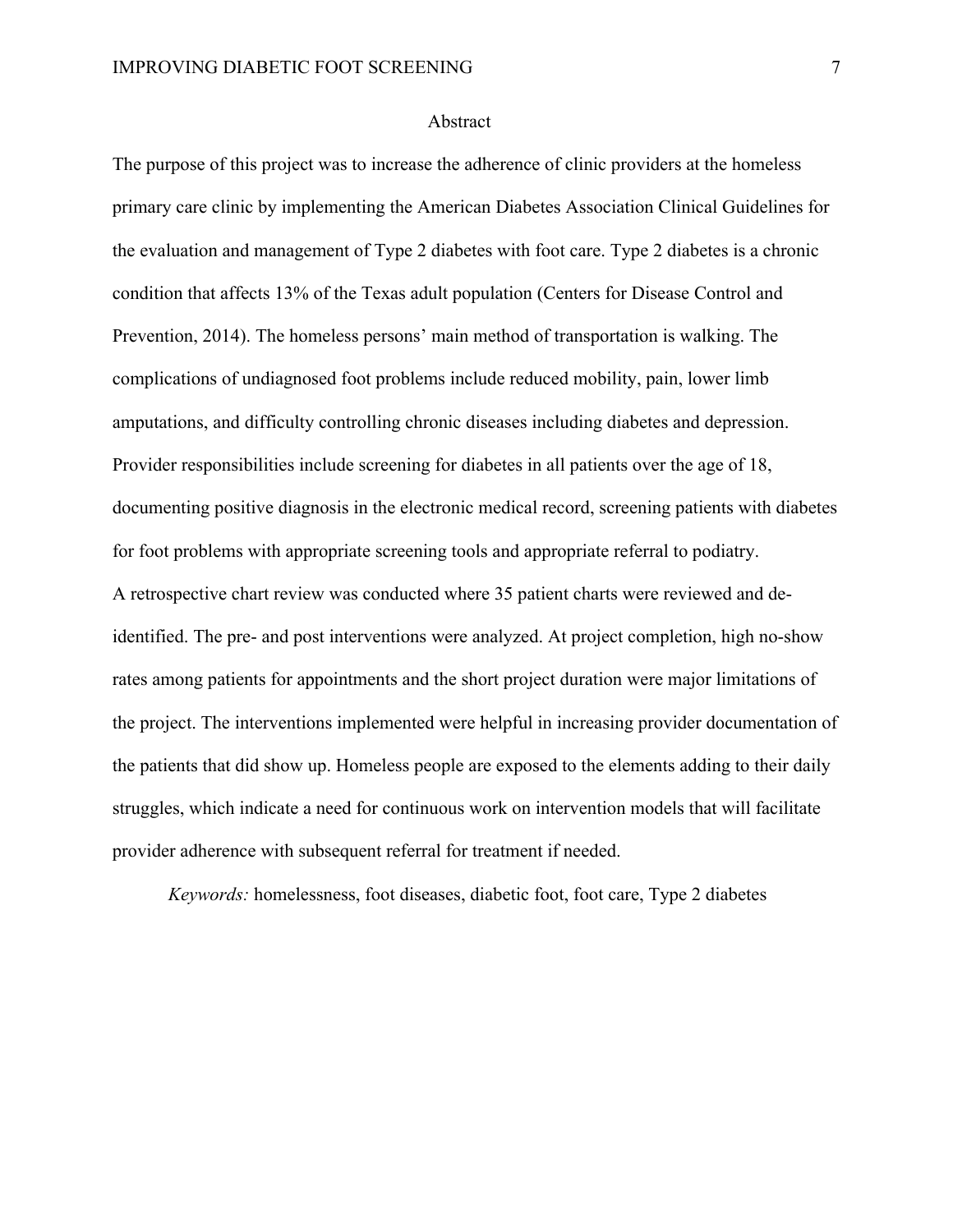# Abstract

The purpose of this project was to increase the adherence of clinic providers at the homeless primary care clinic by implementing the American Diabetes Association Clinical Guidelines for the evaluation and management of Type 2 diabetes with foot care. Type 2 diabetes is a chronic condition that affects 13% of the Texas adult population (Centers for Disease Control and Prevention, 2014). The homeless persons' main method of transportation is walking. The complications of undiagnosed foot problems include reduced mobility, pain, lower limb amputations, and difficulty controlling chronic diseases including diabetes and depression. Provider responsibilities include screening for diabetes in all patients over the age of 18, documenting positive diagnosis in the electronic medical record, screening patients with diabetes for foot problems with appropriate screening tools and appropriate referral to podiatry.

A retrospective chart review was conducted where 35 patient charts were reviewed and de-identified. The pre- and post interventions were analyzed. At project completion, high no-show rates among patients for appointments and the short project duration were major limitations of the project. The interventions implemented were helpful in increasing provider documentation of the patients that did show up. Homeless people are exposed to the elements adding to their daily struggles, which indicate a need for continuous work on intervention models that will facilitate provider adherence with subsequent referral for treatment if needed.

*Keywords:* homelessness, foot diseases, diabetic foot, foot care, Type 2 diabetes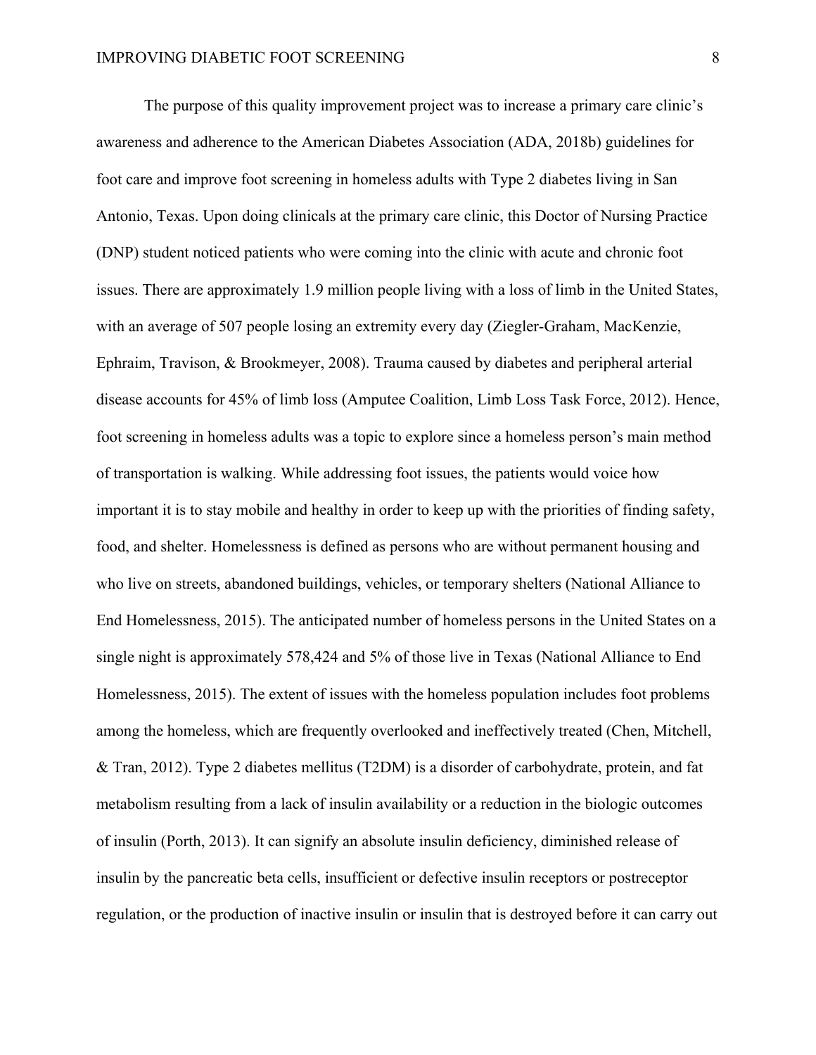The purpose of this quality improvement project was to increase a primary care clinic's awareness and adherence to the American Diabetes Association (ADA, 2018b) guidelines for foot care and improve foot screening in homeless adults with Type 2 diabetes living in San Antonio, Texas. Upon doing clinicals at the primary care clinic, this Doctor of Nursing Practice (DNP) student noticed patients who were coming into the clinic with acute and chronic foot issues. There are approximately 1.9 million people living with a loss of limb in the United States, with an average of 507 people losing an extremity every day (Ziegler-Graham, MacKenzie, Ephraim, Travison, & Brookmeyer, 2008). Trauma caused by diabetes and peripheral arterial disease accounts for 45% of limb loss (Amputee Coalition, Limb Loss Task Force, 2012). Hence, foot screening in homeless adults was a topic to explore since a homeless person's main method of transportation is walking. While addressing foot issues, the patients would voice how important it is to stay mobile and healthy in order to keep up with the priorities of finding safety, food, and shelter. Homelessness is defined as persons who are without permanent housing and who live on streets, abandoned buildings, vehicles, or temporary shelters (National Alliance to End Homelessness, 2015). The anticipated number of homeless persons in the United States on a single night is approximately 578,424 and 5% of those live in Texas (National Alliance to End Homelessness, 2015). The extent of issues with the homeless population includes foot problems among the homeless, which are frequently overlooked and ineffectively treated (Chen, Mitchell, & Tran, 2012). Type 2 diabetes mellitus (T2DM) is a disorder of carbohydrate, protein, and fat metabolism resulting from a lack of insulin availability or a reduction in the biologic outcomes of insulin (Porth, 2013). It can signify an absolute insulin deficiency, diminished release of insulin by the pancreatic beta cells, insufficient or defective insulin receptors or postreceptor regulation, or the production of inactive insulin or insulin that is destroyed before it can carry out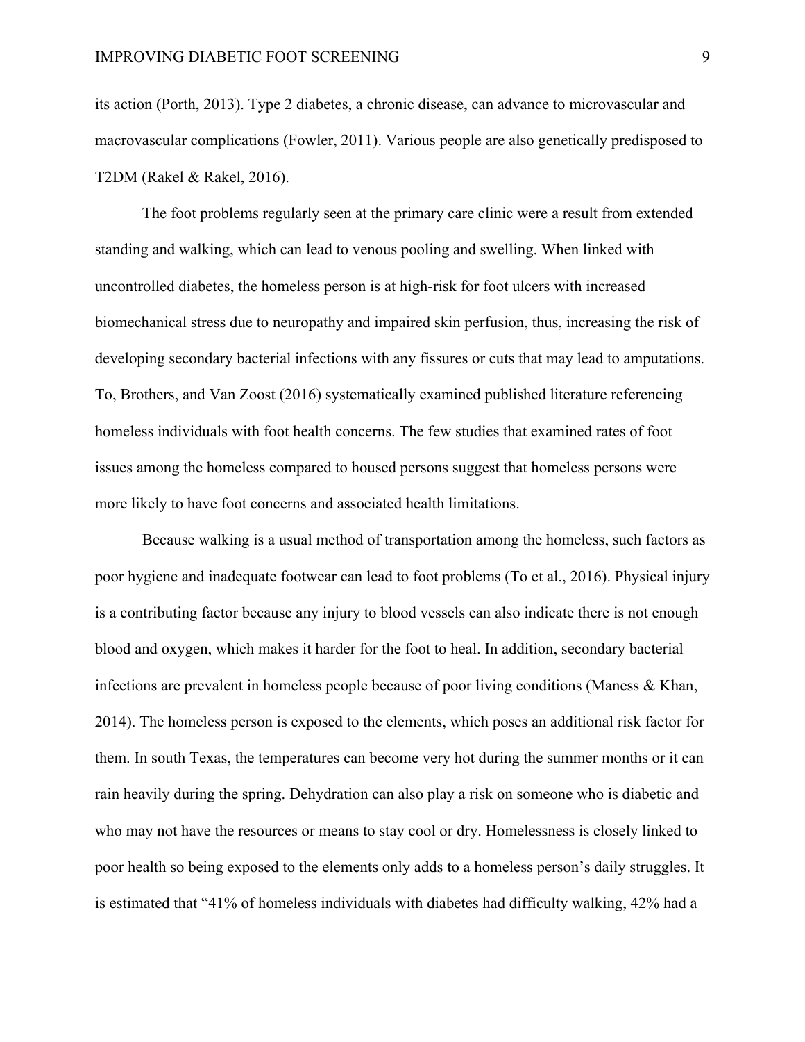its action (Porth, 2013). Type 2 diabetes, a chronic disease, can advance to microvascular and macrovascular complications (Fowler, 2011). Various people are also genetically predisposed to T2DM (Rakel & Rakel, 2016).

The foot problems regularly seen at the primary care clinic were a result from extended standing and walking, which can lead to venous pooling and swelling. When linked with uncontrolled diabetes, the homeless person is at high-risk for foot ulcers with increased biomechanical stress due to neuropathy and impaired skin perfusion, thus, increasing the risk of developing secondary bacterial infections with any fissures or cuts that may lead to amputations. To, Brothers, and Van Zoost (2016) systematically examined published literature referencing homeless individuals with foot health concerns. The few studies that examined rates of foot issues among the homeless compared to housed persons suggest that homeless persons were more likely to have foot concerns and associated health limitations.

Because walking is a usual method of transportation among the homeless, such factors as poor hygiene and inadequate footwear can lead to foot problems (To et al., 2016). Physical injury is a contributing factor because any injury to blood vessels can also indicate there is not enough blood and oxygen, which makes it harder for the foot to heal. In addition, secondary bacterial infections are prevalent in homeless people because of poor living conditions (Maness & Khan, 2014). The homeless person is exposed to the elements, which poses an additional risk factor for them. In south Texas, the temperatures can become very hot during the summer months or it can rain heavily during the spring. Dehydration can also play a risk on someone who is diabetic and who may not have the resources or means to stay cool or dry. Homelessness is closely linked to poor health so being exposed to the elements only adds to a homeless person's daily struggles. It is estimated that "41% of homeless individuals with diabetes had difficulty walking, 42% had a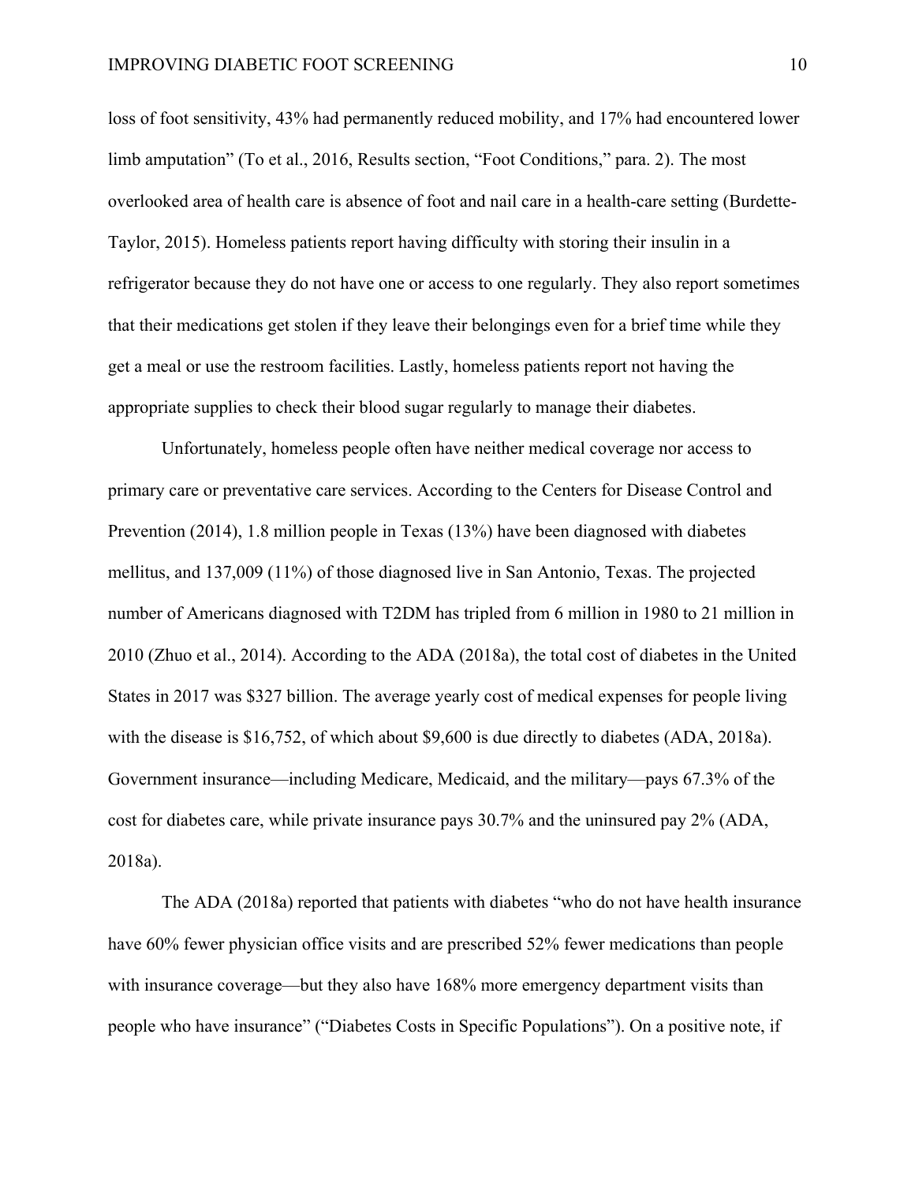loss of foot sensitivity, 43% had permanently reduced mobility, and 17% had encountered lower limb amputation" (To et al., 2016, Results section, "Foot Conditions," para. 2). The most overlooked area of health care is absence of foot and nail care in a health-care setting (Burdette-Taylor, 2015). Homeless patients report having difficulty with storing their insulin in a refrigerator because they do not have one or access to one regularly. They also report sometimes that their medications get stolen if they leave their belongings even for a brief time while they get a meal or use the restroom facilities. Lastly, homeless patients report not having the appropriate supplies to check their blood sugar regularly to manage their diabetes.

Unfortunately, homeless people often have neither medical coverage nor access to primary care or preventative care services. According to the Centers for Disease Control and Prevention (2014), 1.8 million people in Texas (13%) have been diagnosed with diabetes mellitus, and 137,009 (11%) of those diagnosed live in San Antonio, Texas. The projected number of Americans diagnosed with T2DM has tripled from 6 million in 1980 to 21 million in 2010 (Zhuo et al., 2014). According to the ADA (2018a), the total cost of diabetes in the United States in 2017 was $327 billion. The average yearly cost of medical expenses for people living with the disease is $16,752, of which about $9,600 is due directly to diabetes (ADA, 2018a). Government insurance—including Medicare, Medicaid, and the military—pays 67.3% of the cost for diabetes care, while private insurance pays 30.7% and the uninsured pay 2% (ADA, 2018a).

The ADA (2018a) reported that patients with diabetes "who do not have health insurance have 60% fewer physician office visits and are prescribed 52% fewer medications than people with insurance coverage—but they also have 168% more emergency department visits than people who have insurance" ("Diabetes Costs in Specific Populations"). On a positive note, if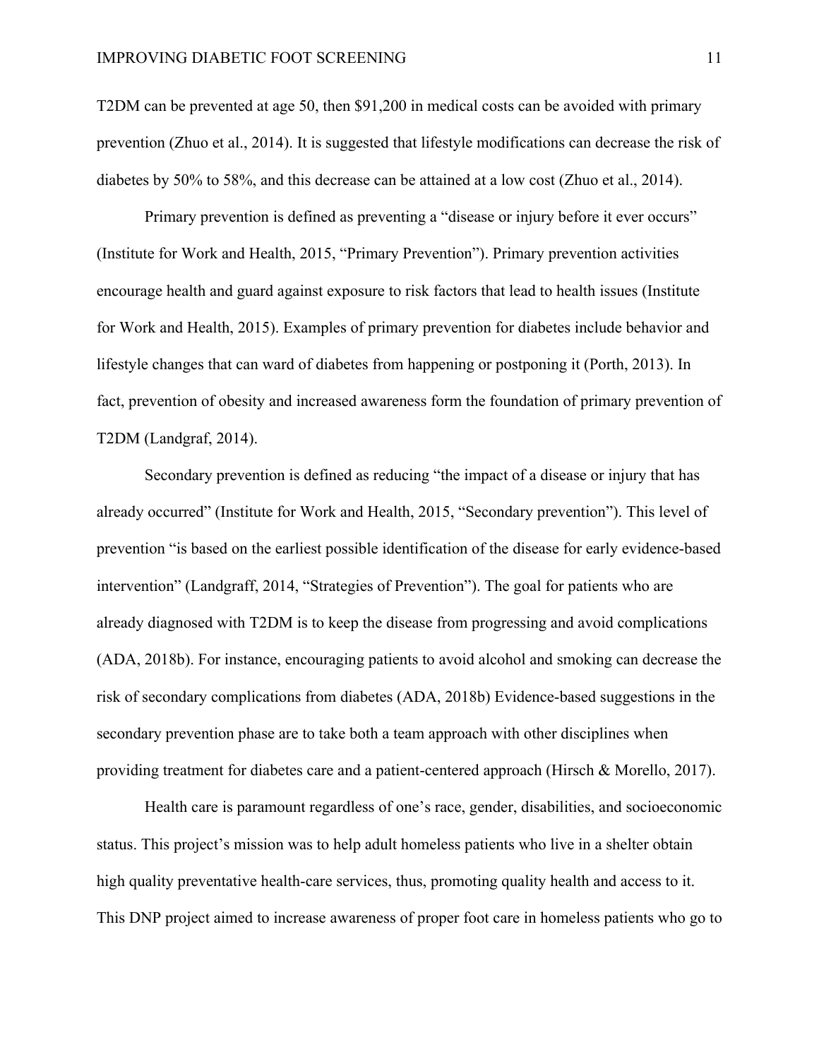T2DM can be prevented at age 50, then $91,200 in medical costs can be avoided with primary prevention (Zhuo et al., 2014). It is suggested that lifestyle modifications can decrease the risk of diabetes by 50% to 58%, and this decrease can be attained at a low cost (Zhuo et al., 2014).

Primary prevention is defined as preventing a "disease or injury before it ever occurs" (Institute for Work and Health, 2015, "Primary Prevention"). Primary prevention activities encourage health and guard against exposure to risk factors that lead to health issues (Institute for Work and Health, 2015). Examples of primary prevention for diabetes include behavior and lifestyle changes that can ward of diabetes from happening or postponing it (Porth, 2013). In fact, prevention of obesity and increased awareness form the foundation of primary prevention of T2DM (Landgraf, 2014).

Secondary prevention is defined as reducing "the impact of a disease or injury that has already occurred" (Institute for Work and Health, 2015, "Secondary prevention"). This level of prevention "is based on the earliest possible identification of the disease for early evidence-based intervention" (Landgraff, 2014, "Strategies of Prevention"). The goal for patients who are already diagnosed with T2DM is to keep the disease from progressing and avoid complications (ADA, 2018b). For instance, encouraging patients to avoid alcohol and smoking can decrease the risk of secondary complications from diabetes (ADA, 2018b) Evidence-based suggestions in the secondary prevention phase are to take both a team approach with other disciplines when providing treatment for diabetes care and a patient-centered approach (Hirsch & Morello, 2017).

Health care is paramount regardless of one's race, gender, disabilities, and socioeconomic status. This project's mission was to help adult homeless patients who live in a shelter obtain high quality preventative health-care services, thus, promoting quality health and access to it. This DNP project aimed to increase awareness of proper foot care in homeless patients who go to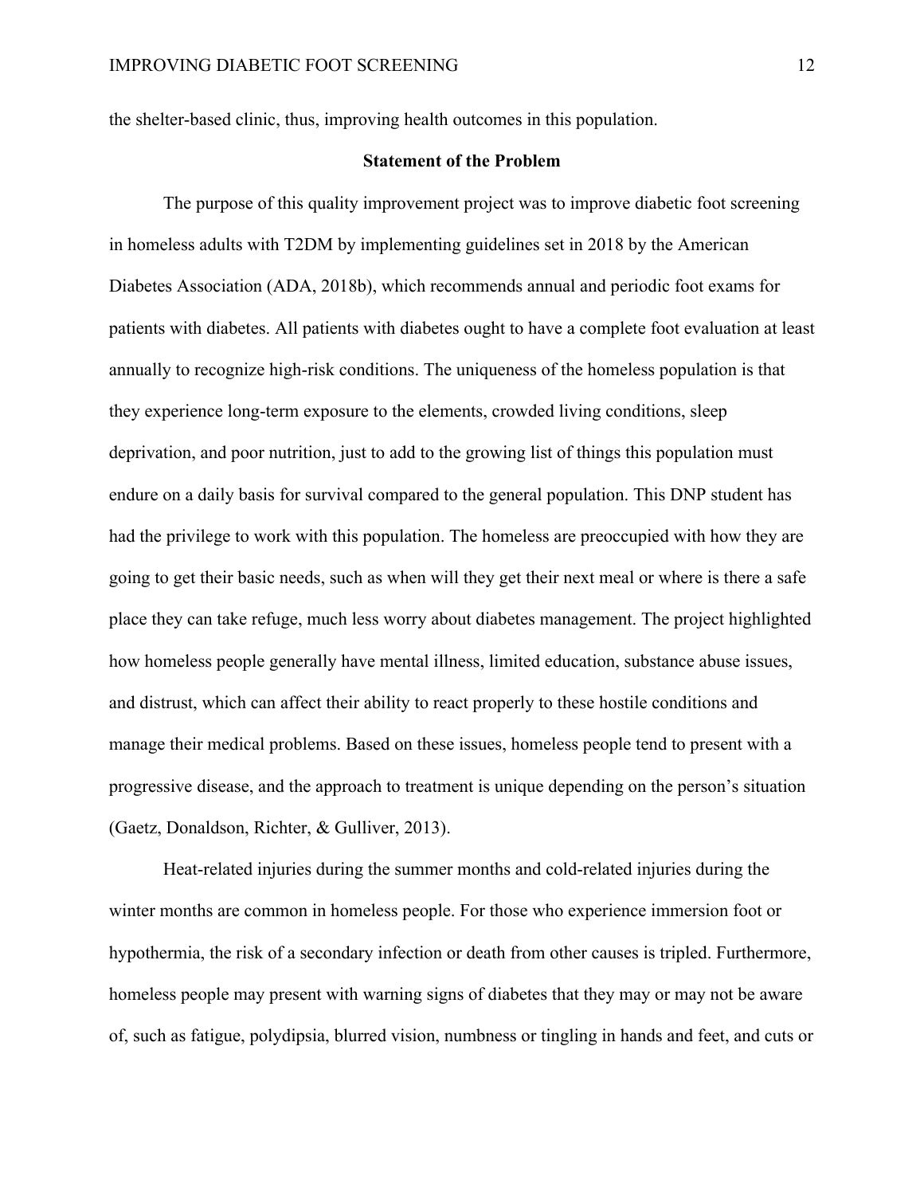the shelter-based clinic, thus, improving health outcomes in this population.

## Statement of the Problem

The purpose of this quality improvement project was to improve diabetic foot screening in homeless adults with T2DM by implementing guidelines set in 2018 by the American Diabetes Association (ADA, 2018b), which recommends annual and periodic foot exams for patients with diabetes. All patients with diabetes ought to have a complete foot evaluation at least annually to recognize high-risk conditions. The uniqueness of the homeless population is that they experience long-term exposure to the elements, crowded living conditions, sleep deprivation, and poor nutrition, just to add to the growing list of things this population must endure on a daily basis for survival compared to the general population. This DNP student has had the privilege to work with this population. The homeless are preoccupied with how they are going to get their basic needs, such as when will they get their next meal or where is there a safe place they can take refuge, much less worry about diabetes management. The project highlighted how homeless people generally have mental illness, limited education, substance abuse issues, and distrust, which can affect their ability to react properly to these hostile conditions and manage their medical problems. Based on these issues, homeless people tend to present with a progressive disease, and the approach to treatment is unique depending on the person's situation (Gaetz, Donaldson, Richter, & Gulliver, 2013).

Heat-related injuries during the summer months and cold-related injuries during the winter months are common in homeless people. For those who experience immersion foot or hypothermia, the risk of a secondary infection or death from other causes is tripled. Furthermore, homeless people may present with warning signs of diabetes that they may or may not be aware of, such as fatigue, polydipsia, blurred vision, numbness or tingling in hands and feet, and cuts or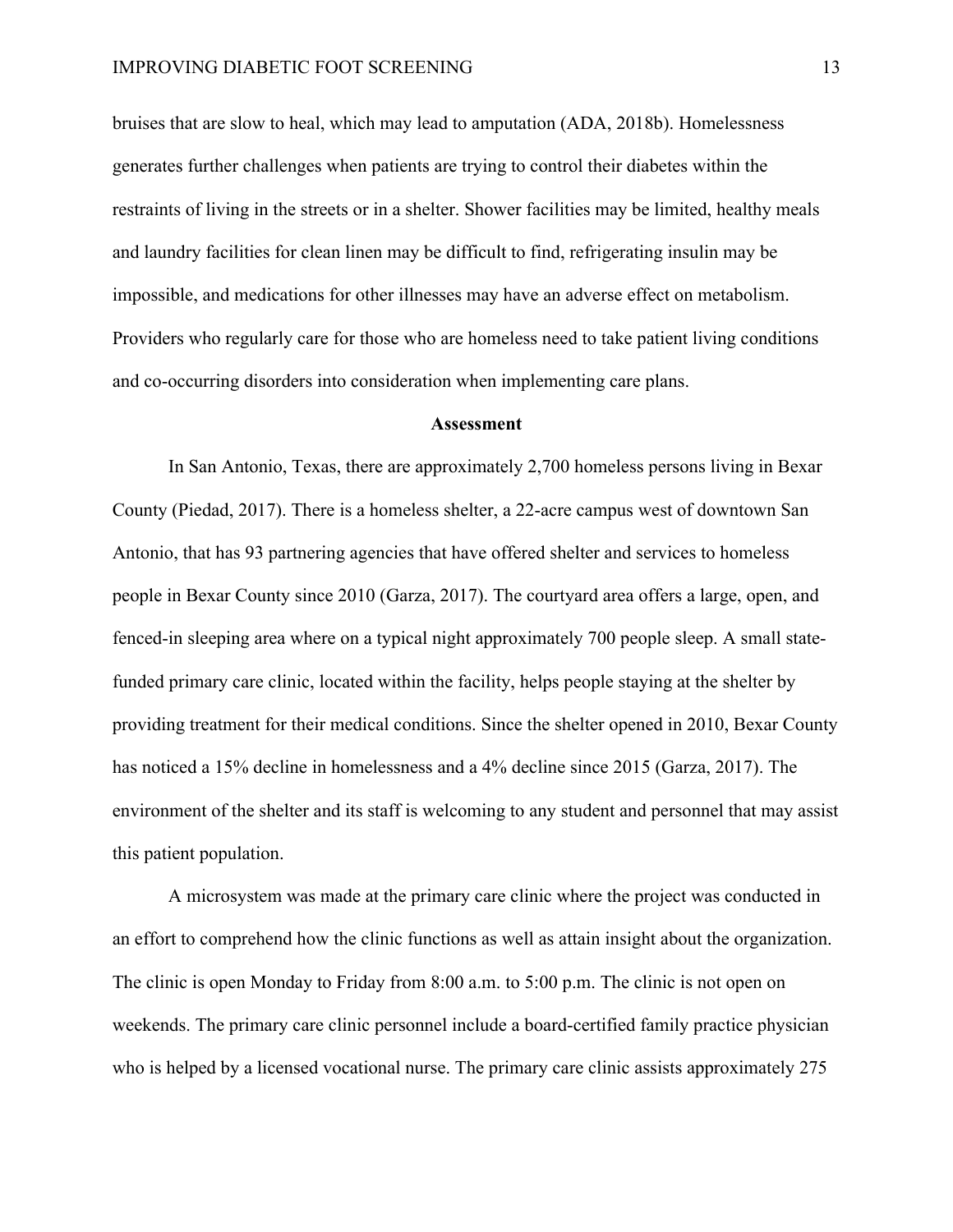bruises that are slow to heal, which may lead to amputation (ADA, 2018b). Homelessness generates further challenges when patients are trying to control their diabetes within the restraints of living in the streets or in a shelter. Shower facilities may be limited, healthy meals and laundry facilities for clean linen may be difficult to find, refrigerating insulin may be impossible, and medications for other illnesses may have an adverse effect on metabolism. Providers who regularly care for those who are homeless need to take patient living conditions and co-occurring disorders into consideration when implementing care plans.

## Assessment

In San Antonio, Texas, there are approximately 2,700 homeless persons living in Bexar County (Piedad, 2017). There is a homeless shelter, a 22-acre campus west of downtown San Antonio, that has 93 partnering agencies that have offered shelter and services to homeless people in Bexar County since 2010 (Garza, 2017). The courtyard area offers a large, open, and fenced-in sleeping area where on a typical night approximately 700 people sleep. A small state-funded primary care clinic, located within the facility, helps people staying at the shelter by providing treatment for their medical conditions. Since the shelter opened in 2010, Bexar County has noticed a 15% decline in homelessness and a 4% decline since 2015 (Garza, 2017). The environment of the shelter and its staff is welcoming to any student and personnel that may assist this patient population.

A microsystem was made at the primary care clinic where the project was conducted in an effort to comprehend how the clinic functions as well as attain insight about the organization. The clinic is open Monday to Friday from 8:00 a.m. to 5:00 p.m. The clinic is not open on weekends. The primary care clinic personnel include a board-certified family practice physician who is helped by a licensed vocational nurse. The primary care clinic assists approximately 275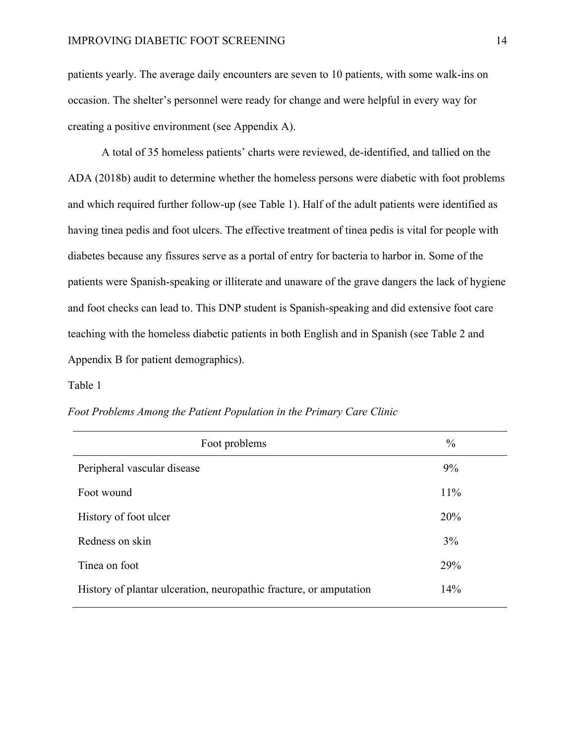patients yearly. The average daily encounters are seven to 10 patients, with some walk-ins on occasion. The shelter's personnel were ready for change and were helpful in every way for creating a positive environment (see Appendix A).

A total of 35 homeless patients' charts were reviewed, de-identified, and tallied on the ADA (2018b) audit to determine whether the homeless persons were diabetic with foot problems and which required further follow-up (see Table 1). Half of the adult patients were identified as having tinea pedis and foot ulcers. The effective treatment of tinea pedis is vital for people with diabetes because any fissures serve as a portal of entry for bacteria to harbor in. Some of the patients were Spanish-speaking or illiterate and unaware of the grave dangers the lack of hygiene and foot checks can lead to. This DNP student is Spanish-speaking and did extensive foot care teaching with the homeless diabetic patients in both English and in Spanish (see Table 2 and Appendix B for patient demographics).

Table 1

*Foot Problems Among the Patient Population in the Primary Care Clinic*

| Foot problems | % |
|---|---|
| Peripheral vascular disease | 9% |
| Foot wound | 11% |
| History of foot ulcer | 20% |
| Redness on skin | 3% |
| Tinea on foot | 29% |
| History of plantar ulceration, neuropathic fracture, or amputation | 14% |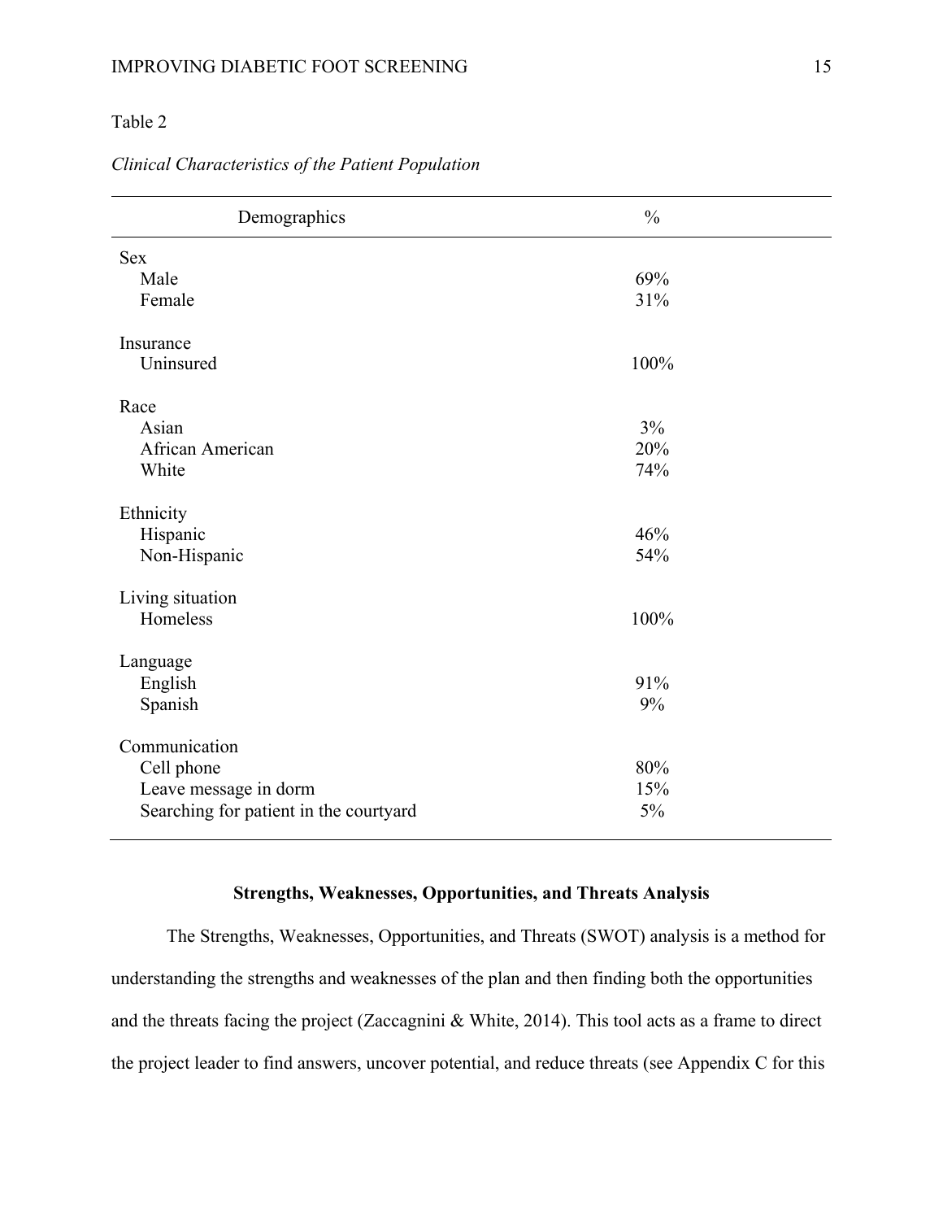Table 2

*Clinical Characteristics of the Patient Population*

| Demographics | % |
|---|---|
| Sex | |
| Male | 69% |
| Female | 31% |
| | |
| Insurance | |
| Uninsured | 100% |
| | |
| Race | |
| Asian | 3% |
| African American | 20% |
| White | 74% |
| | |
| Ethnicity | |
| Hispanic | 46% |
| Non-Hispanic | 54% |
| | |
| Living situation | |
| Homeless | 100% |
| | |
| Language | |
| English | 91% |
| Spanish | 9% |
| | |
| Communication | |
| Cell phone | 80% |
| Leave message in dorm | 15% |
| Searching for patient in the courtyard | 5% |

## Strengths, Weaknesses, Opportunities, and Threats Analysis

The Strengths, Weaknesses, Opportunities, and Threats (SWOT) analysis is a method for understanding the strengths and weaknesses of the plan and then finding both the opportunities and the threats facing the project (Zaccagnini & White, 2014). This tool acts as a frame to direct the project leader to find answers, uncover potential, and reduce threats (see Appendix C for this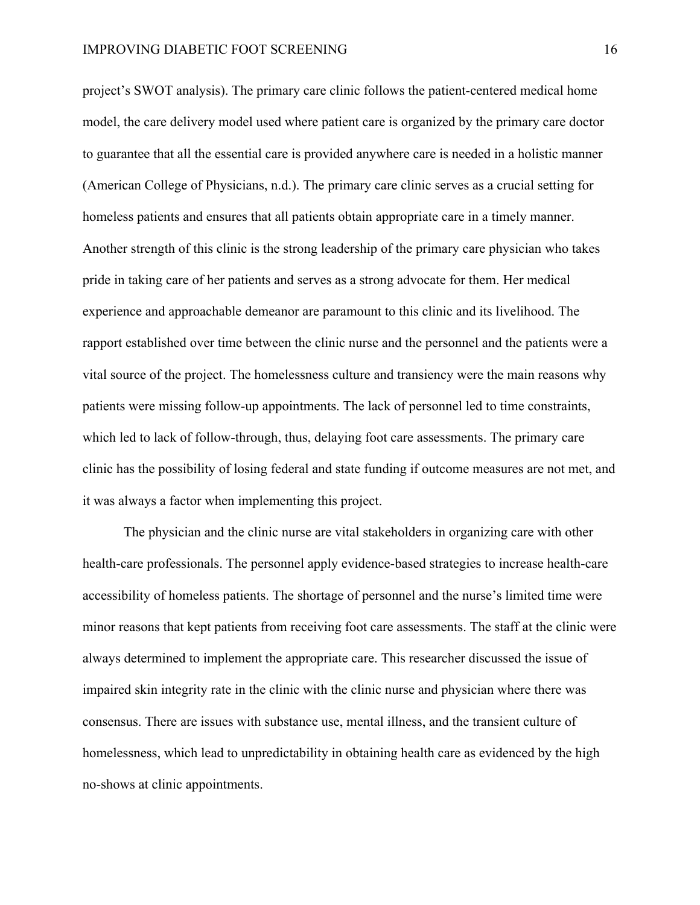project's SWOT analysis). The primary care clinic follows the patient-centered medical home model, the care delivery model used where patient care is organized by the primary care doctor to guarantee that all the essential care is provided anywhere care is needed in a holistic manner (American College of Physicians, n.d.). The primary care clinic serves as a crucial setting for homeless patients and ensures that all patients obtain appropriate care in a timely manner. Another strength of this clinic is the strong leadership of the primary care physician who takes pride in taking care of her patients and serves as a strong advocate for them. Her medical experience and approachable demeanor are paramount to this clinic and its livelihood. The rapport established over time between the clinic nurse and the personnel and the patients were a vital source of the project. The homelessness culture and transiency were the main reasons why patients were missing follow-up appointments. The lack of personnel led to time constraints, which led to lack of follow-through, thus, delaying foot care assessments. The primary care clinic has the possibility of losing federal and state funding if outcome measures are not met, and it was always a factor when implementing this project.

The physician and the clinic nurse are vital stakeholders in organizing care with other health-care professionals. The personnel apply evidence-based strategies to increase health-care accessibility of homeless patients. The shortage of personnel and the nurse's limited time were minor reasons that kept patients from receiving foot care assessments. The staff at the clinic were always determined to implement the appropriate care. This researcher discussed the issue of impaired skin integrity rate in the clinic with the clinic nurse and physician where there was consensus. There are issues with substance use, mental illness, and the transient culture of homelessness, which lead to unpredictability in obtaining health care as evidenced by the high no-shows at clinic appointments.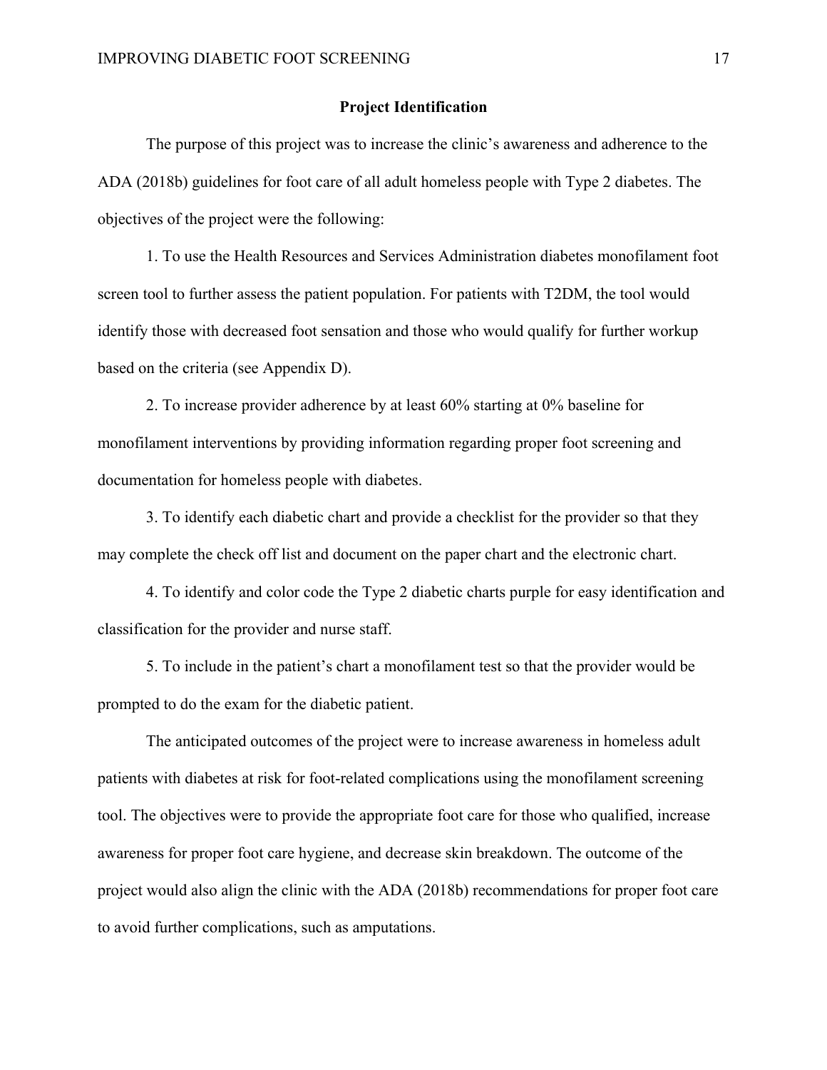## Project Identification

The purpose of this project was to increase the clinic's awareness and adherence to the ADA (2018b) guidelines for foot care of all adult homeless people with Type 2 diabetes. The objectives of the project were the following:

1. To use the Health Resources and Services Administration diabetes monofilament foot screen tool to further assess the patient population. For patients with T2DM, the tool would identify those with decreased foot sensation and those who would qualify for further workup based on the criteria (see Appendix D).

2. To increase provider adherence by at least 60% starting at 0% baseline for monofilament interventions by providing information regarding proper foot screening and documentation for homeless people with diabetes.

3. To identify each diabetic chart and provide a checklist for the provider so that they may complete the check off list and document on the paper chart and the electronic chart.

4. To identify and color code the Type 2 diabetic charts purple for easy identification and classification for the provider and nurse staff.

5. To include in the patient's chart a monofilament test so that the provider would be prompted to do the exam for the diabetic patient.

The anticipated outcomes of the project were to increase awareness in homeless adult patients with diabetes at risk for foot-related complications using the monofilament screening tool. The objectives were to provide the appropriate foot care for those who qualified, increase awareness for proper foot care hygiene, and decrease skin breakdown. The outcome of the project would also align the clinic with the ADA (2018b) recommendations for proper foot care to avoid further complications, such as amputations.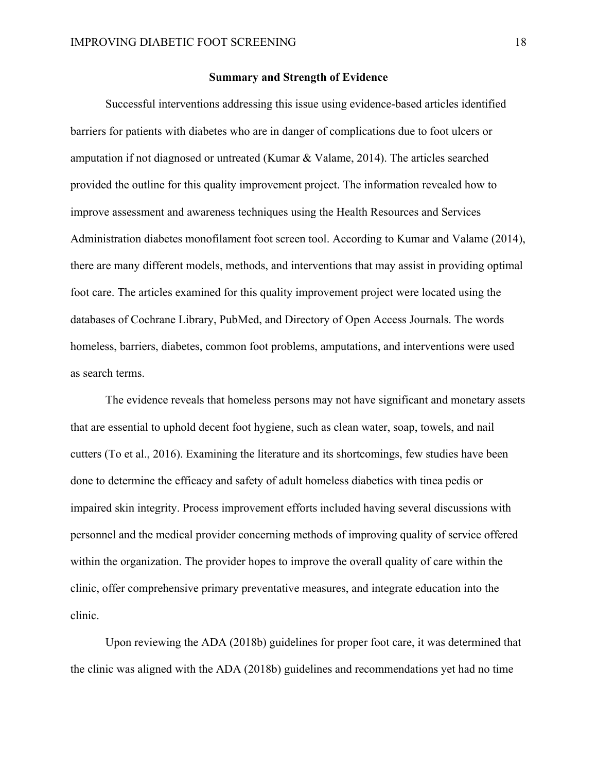## Summary and Strength of Evidence

Successful interventions addressing this issue using evidence-based articles identified barriers for patients with diabetes who are in danger of complications due to foot ulcers or amputation if not diagnosed or untreated (Kumar & Valame, 2014). The articles searched provided the outline for this quality improvement project. The information revealed how to improve assessment and awareness techniques using the Health Resources and Services Administration diabetes monofilament foot screen tool. According to Kumar and Valame (2014), there are many different models, methods, and interventions that may assist in providing optimal foot care. The articles examined for this quality improvement project were located using the databases of Cochrane Library, PubMed, and Directory of Open Access Journals. The words homeless, barriers, diabetes, common foot problems, amputations, and interventions were used as search terms.

The evidence reveals that homeless persons may not have significant and monetary assets that are essential to uphold decent foot hygiene, such as clean water, soap, towels, and nail cutters (To et al., 2016). Examining the literature and its shortcomings, few studies have been done to determine the efficacy and safety of adult homeless diabetics with tinea pedis or impaired skin integrity. Process improvement efforts included having several discussions with personnel and the medical provider concerning methods of improving quality of service offered within the organization. The provider hopes to improve the overall quality of care within the clinic, offer comprehensive primary preventative measures, and integrate education into the clinic.

Upon reviewing the ADA (2018b) guidelines for proper foot care, it was determined that the clinic was aligned with the ADA (2018b) guidelines and recommendations yet had no time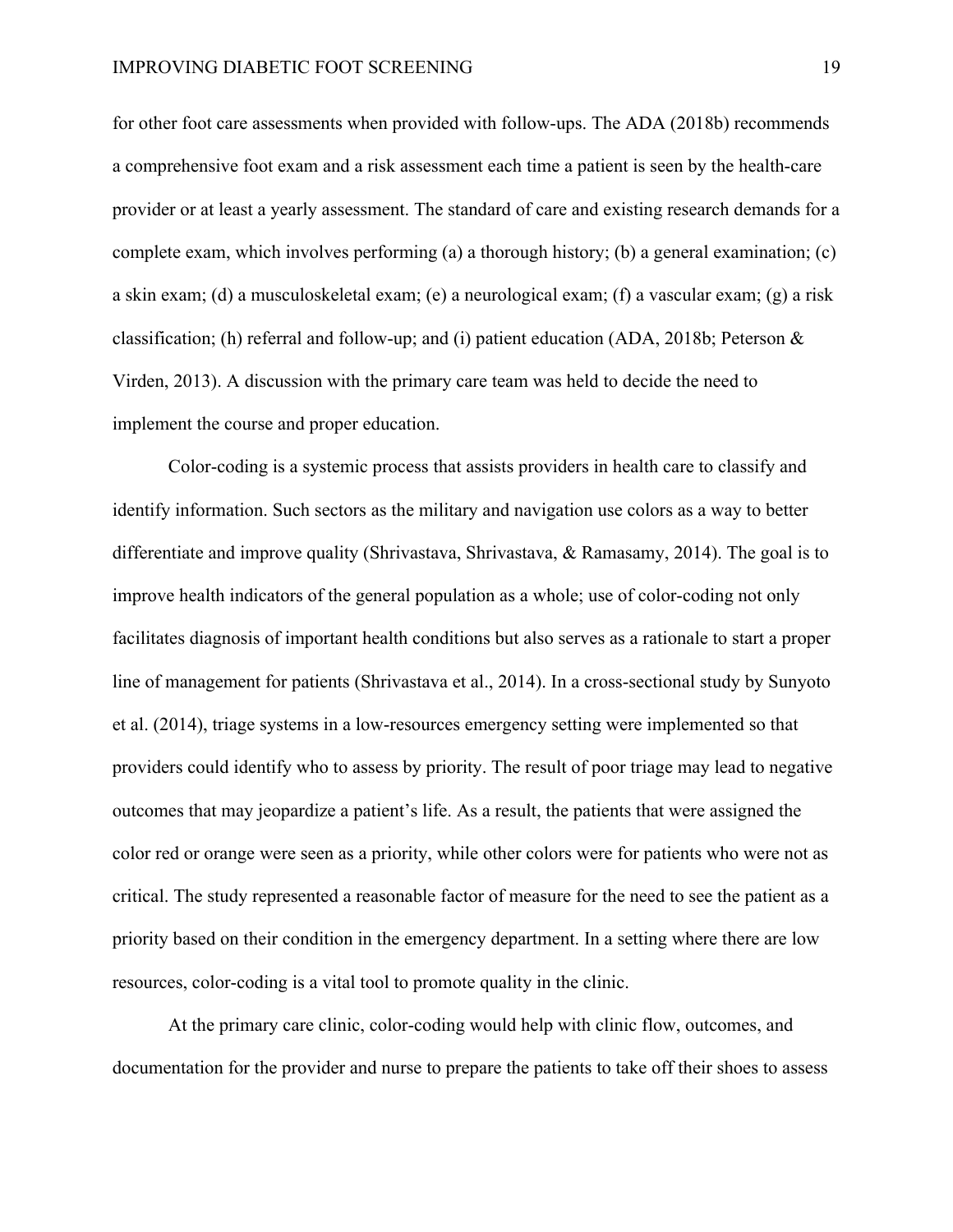for other foot care assessments when provided with follow-ups. The ADA (2018b) recommends a comprehensive foot exam and a risk assessment each time a patient is seen by the health-care provider or at least a yearly assessment. The standard of care and existing research demands for a complete exam, which involves performing (a) a thorough history; (b) a general examination; (c) a skin exam; (d) a musculoskeletal exam; (e) a neurological exam; (f) a vascular exam; (g) a risk classification; (h) referral and follow-up; and (i) patient education (ADA, 2018b; Peterson & Virden, 2013). A discussion with the primary care team was held to decide the need to implement the course and proper education.

Color-coding is a systemic process that assists providers in health care to classify and identify information. Such sectors as the military and navigation use colors as a way to better differentiate and improve quality (Shrivastava, Shrivastava, & Ramasamy, 2014). The goal is to improve health indicators of the general population as a whole; use of color-coding not only facilitates diagnosis of important health conditions but also serves as a rationale to start a proper line of management for patients (Shrivastava et al., 2014). In a cross-sectional study by Sunyoto et al. (2014), triage systems in a low-resources emergency setting were implemented so that providers could identify who to assess by priority. The result of poor triage may lead to negative outcomes that may jeopardize a patient's life. As a result, the patients that were assigned the color red or orange were seen as a priority, while other colors were for patients who were not as critical. The study represented a reasonable factor of measure for the need to see the patient as a priority based on their condition in the emergency department. In a setting where there are low resources, color-coding is a vital tool to promote quality in the clinic.

At the primary care clinic, color-coding would help with clinic flow, outcomes, and documentation for the provider and nurse to prepare the patients to take off their shoes to assess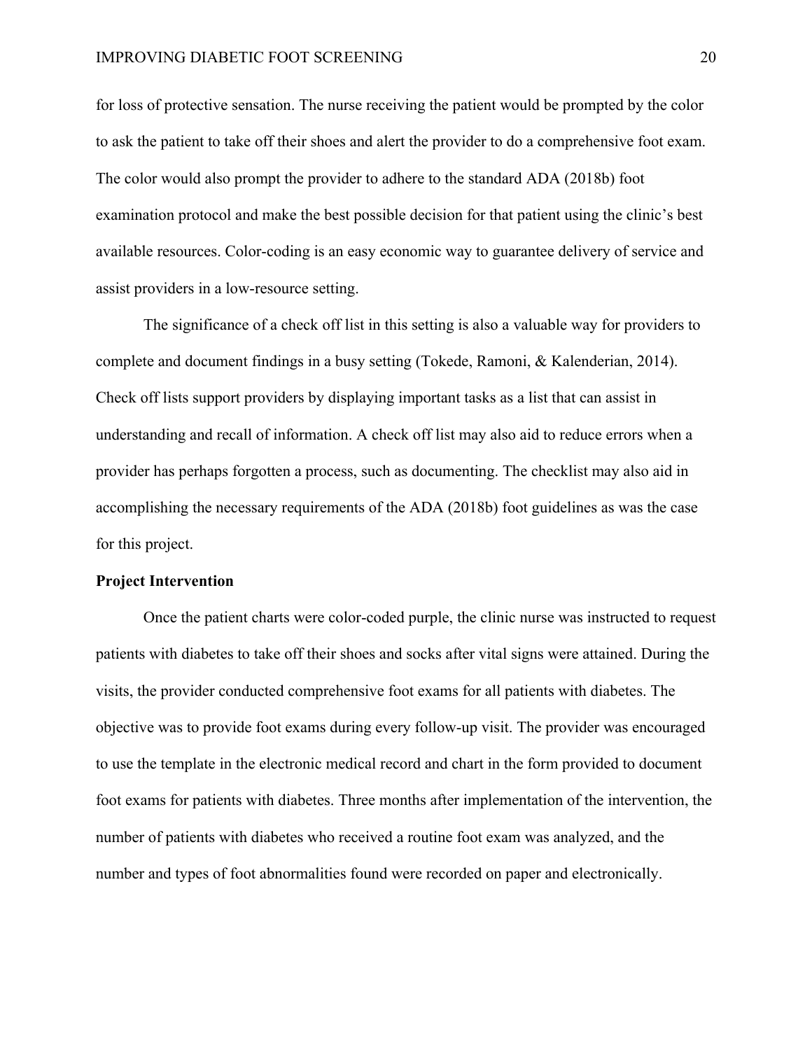for loss of protective sensation. The nurse receiving the patient would be prompted by the color to ask the patient to take off their shoes and alert the provider to do a comprehensive foot exam. The color would also prompt the provider to adhere to the standard ADA (2018b) foot examination protocol and make the best possible decision for that patient using the clinic's best available resources. Color-coding is an easy economic way to guarantee delivery of service and assist providers in a low-resource setting.

The significance of a check off list in this setting is also a valuable way for providers to complete and document findings in a busy setting (Tokede, Ramoni, & Kalenderian, 2014). Check off lists support providers by displaying important tasks as a list that can assist in understanding and recall of information. A check off list may also aid to reduce errors when a provider has perhaps forgotten a process, such as documenting. The checklist may also aid in accomplishing the necessary requirements of the ADA (2018b) foot guidelines as was the case for this project.

**Project Intervention**

Once the patient charts were color-coded purple, the clinic nurse was instructed to request patients with diabetes to take off their shoes and socks after vital signs were attained. During the visits, the provider conducted comprehensive foot exams for all patients with diabetes. The objective was to provide foot exams during every follow-up visit. The provider was encouraged to use the template in the electronic medical record and chart in the form provided to document foot exams for patients with diabetes. Three months after implementation of the intervention, the number of patients with diabetes who received a routine foot exam was analyzed, and the number and types of foot abnormalities found were recorded on paper and electronically.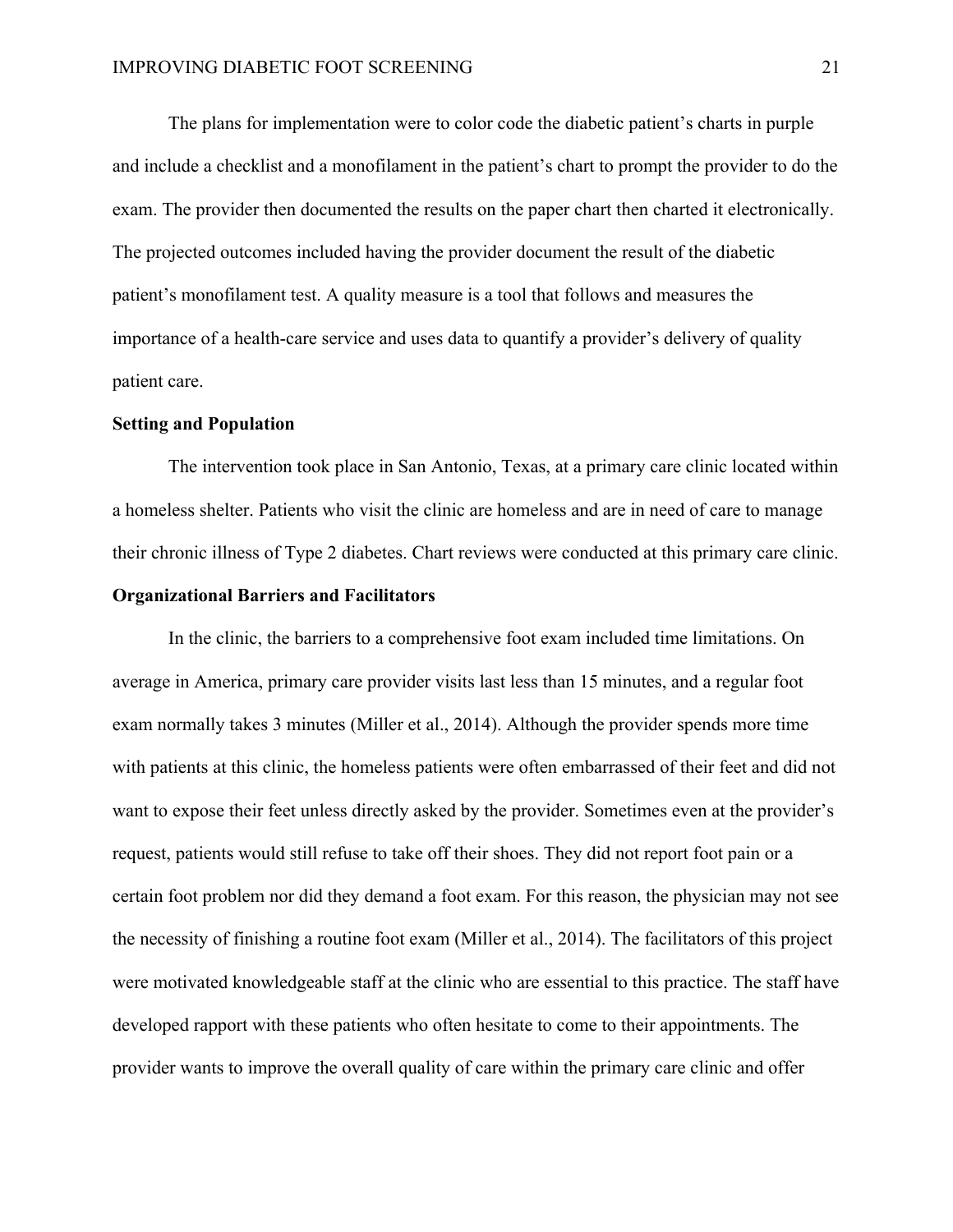The plans for implementation were to color code the diabetic patient's charts in purple and include a checklist and a monofilament in the patient's chart to prompt the provider to do the exam. The provider then documented the results on the paper chart then charted it electronically. The projected outcomes included having the provider document the result of the diabetic patient's monofilament test. A quality measure is a tool that follows and measures the importance of a health-care service and uses data to quantify a provider's delivery of quality patient care.

**Setting and Population**

The intervention took place in San Antonio, Texas, at a primary care clinic located within a homeless shelter. Patients who visit the clinic are homeless and are in need of care to manage their chronic illness of Type 2 diabetes. Chart reviews were conducted at this primary care clinic.

**Organizational Barriers and Facilitators**

In the clinic, the barriers to a comprehensive foot exam included time limitations. On average in America, primary care provider visits last less than 15 minutes, and a regular foot exam normally takes 3 minutes (Miller et al., 2014). Although the provider spends more time with patients at this clinic, the homeless patients were often embarrassed of their feet and did not want to expose their feet unless directly asked by the provider. Sometimes even at the provider's request, patients would still refuse to take off their shoes. They did not report foot pain or a certain foot problem nor did they demand a foot exam. For this reason, the physician may not see the necessity of finishing a routine foot exam (Miller et al., 2014). The facilitators of this project were motivated knowledgeable staff at the clinic who are essential to this practice. The staff have developed rapport with these patients who often hesitate to come to their appointments. The provider wants to improve the overall quality of care within the primary care clinic and offer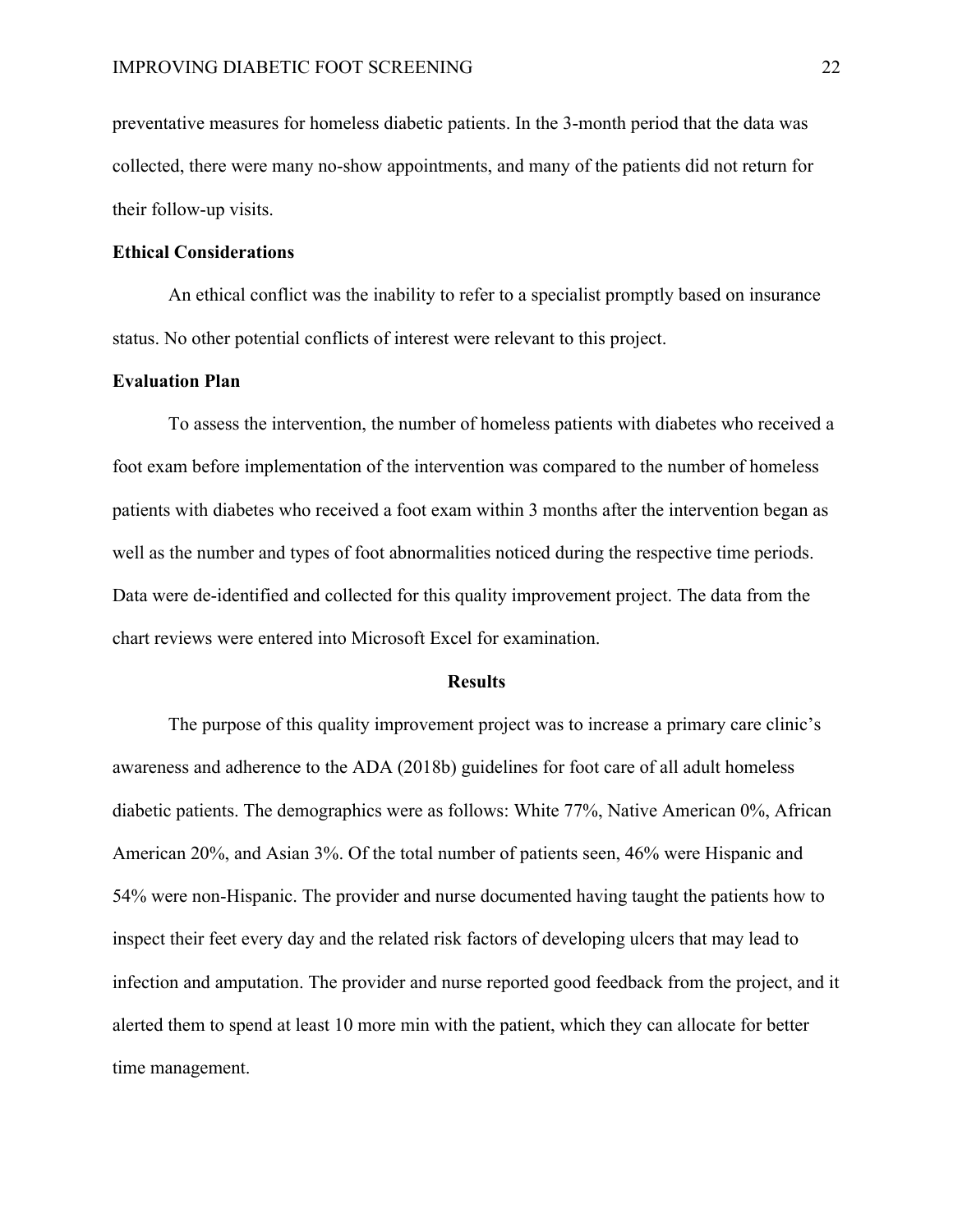preventative measures for homeless diabetic patients. In the 3-month period that the data was collected, there were many no-show appointments, and many of the patients did not return for their follow-up visits.

**Ethical Considerations**

An ethical conflict was the inability to refer to a specialist promptly based on insurance status. No other potential conflicts of interest were relevant to this project.

**Evaluation Plan**

To assess the intervention, the number of homeless patients with diabetes who received a foot exam before implementation of the intervention was compared to the number of homeless patients with diabetes who received a foot exam within 3 months after the intervention began as well as the number and types of foot abnormalities noticed during the respective time periods. Data were de-identified and collected for this quality improvement project. The data from the chart reviews were entered into Microsoft Excel for examination.

## Results

The purpose of this quality improvement project was to increase a primary care clinic's awareness and adherence to the ADA (2018b) guidelines for foot care of all adult homeless diabetic patients. The demographics were as follows: White 77%, Native American 0%, African American 20%, and Asian 3%. Of the total number of patients seen, 46% were Hispanic and 54% were non-Hispanic. The provider and nurse documented having taught the patients how to inspect their feet every day and the related risk factors of developing ulcers that may lead to infection and amputation. The provider and nurse reported good feedback from the project, and it alerted them to spend at least 10 more min with the patient, which they can allocate for better time management.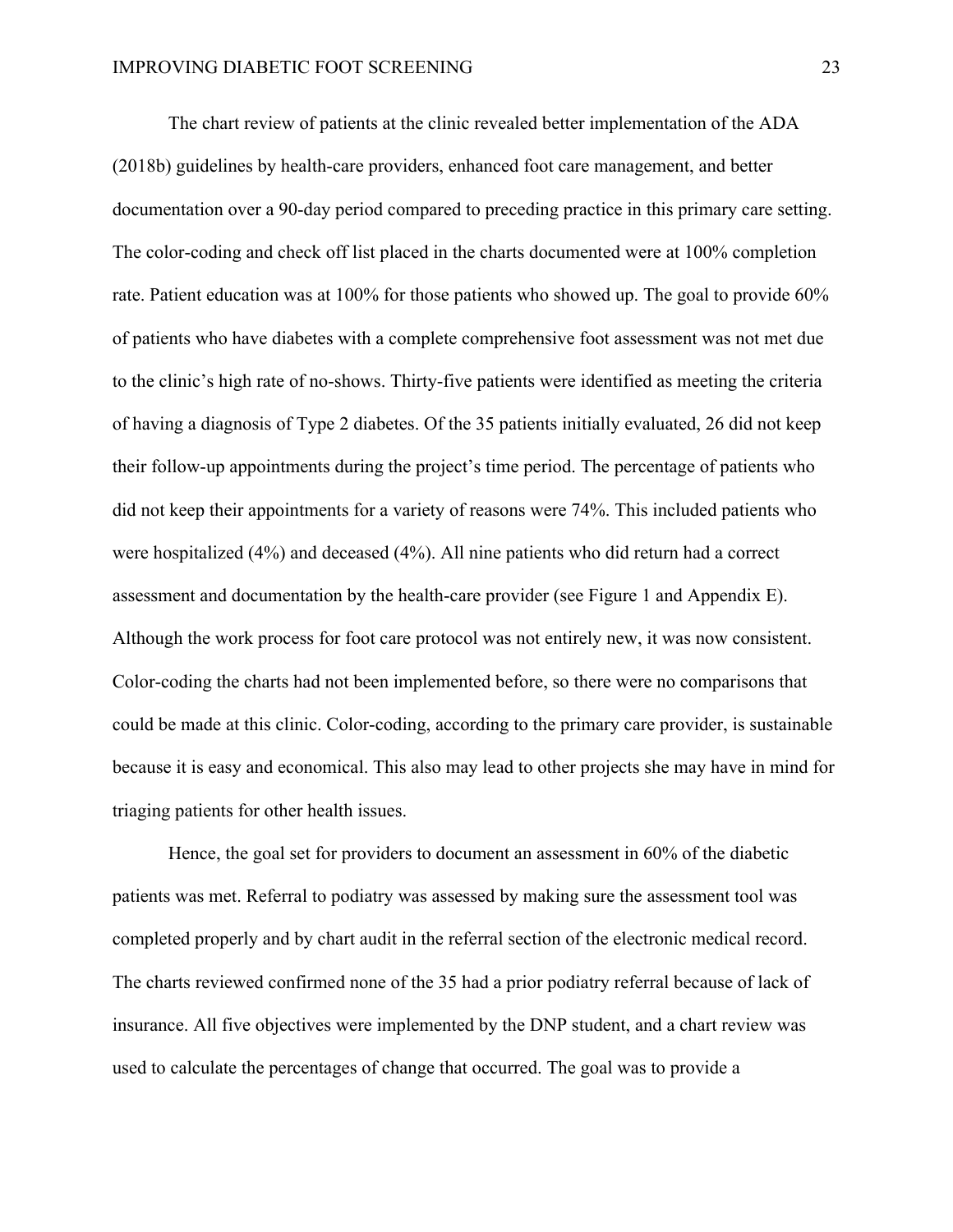The chart review of patients at the clinic revealed better implementation of the ADA (2018b) guidelines by health-care providers, enhanced foot care management, and better documentation over a 90-day period compared to preceding practice in this primary care setting. The color-coding and check off list placed in the charts documented were at 100% completion rate. Patient education was at 100% for those patients who showed up. The goal to provide 60% of patients who have diabetes with a complete comprehensive foot assessment was not met due to the clinic's high rate of no-shows. Thirty-five patients were identified as meeting the criteria of having a diagnosis of Type 2 diabetes. Of the 35 patients initially evaluated, 26 did not keep their follow-up appointments during the project's time period. The percentage of patients who did not keep their appointments for a variety of reasons were 74%. This included patients who were hospitalized (4%) and deceased (4%). All nine patients who did return had a correct assessment and documentation by the health-care provider (see Figure 1 and Appendix E). Although the work process for foot care protocol was not entirely new, it was now consistent. Color-coding the charts had not been implemented before, so there were no comparisons that could be made at this clinic. Color-coding, according to the primary care provider, is sustainable because it is easy and economical. This also may lead to other projects she may have in mind for triaging patients for other health issues.

Hence, the goal set for providers to document an assessment in 60% of the diabetic patients was met. Referral to podiatry was assessed by making sure the assessment tool was completed properly and by chart audit in the referral section of the electronic medical record. The charts reviewed confirmed none of the 35 had a prior podiatry referral because of lack of insurance. All five objectives were implemented by the DNP student, and a chart review was used to calculate the percentages of change that occurred. The goal was to provide a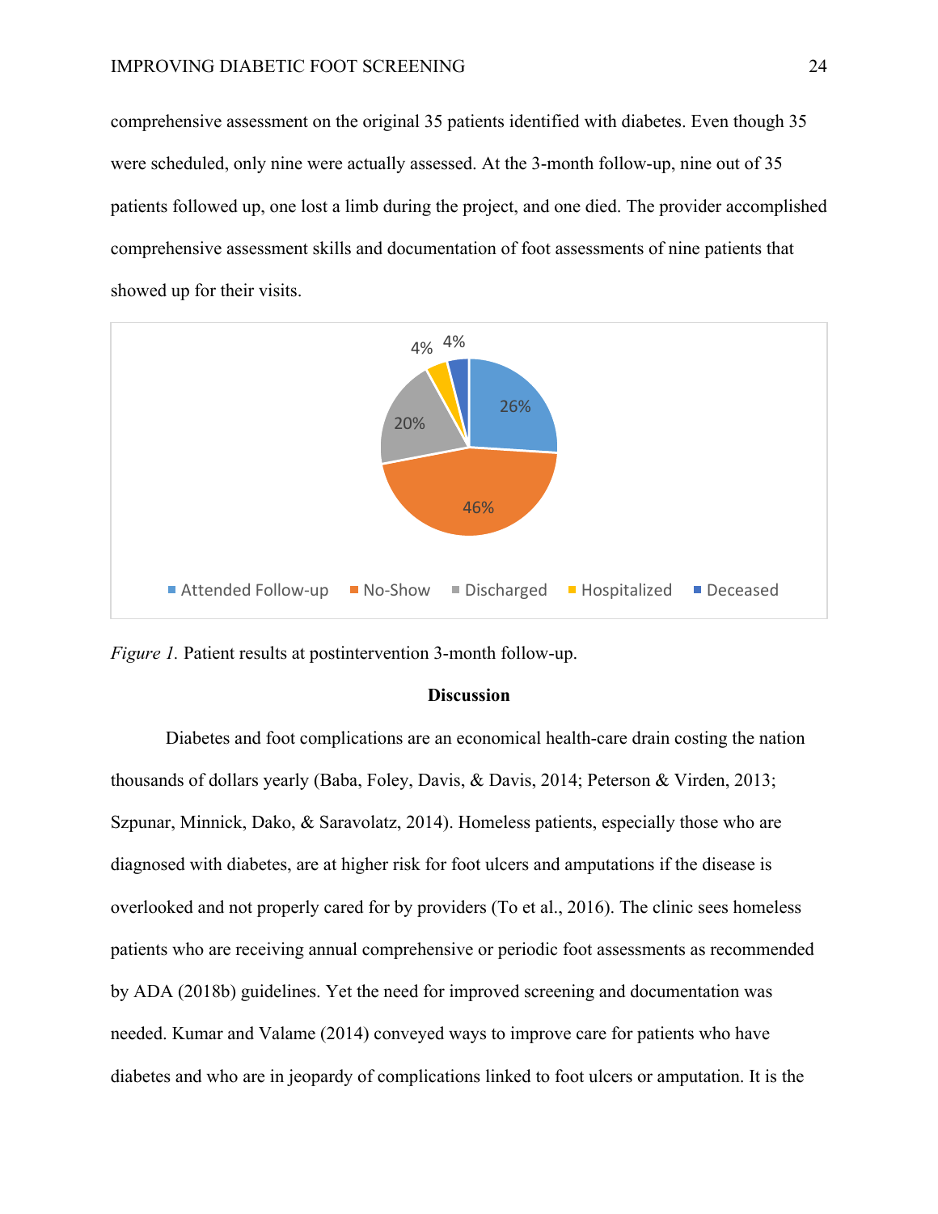comprehensive assessment on the original 35 patients identified with diabetes. Even though 35 were scheduled, only nine were actually assessed. At the 3-month follow-up, nine out of 35 patients followed up, one lost a limb during the project, and one died. The provider accomplished comprehensive assessment skills and documentation of foot assessments of nine patients that showed up for their visits.

*Figure 1.* Patient results at postintervention 3-month follow-up.

**Discussion**

Diabetes and foot complications are an economical health-care drain costing the nation thousands of dollars yearly (Baba, Foley, Davis, & Davis, 2014; Peterson & Virden, 2013; Szpunar, Minnick, Dako, & Saravolatz, 2014). Homeless patients, especially those who are diagnosed with diabetes, are at higher risk for foot ulcers and amputations if the disease is overlooked and not properly cared for by providers (To et al., 2016). The clinic sees homeless patients who are receiving annual comprehensive or periodic foot assessments as recommended by ADA (2018b) guidelines. Yet the need for improved screening and documentation was needed. Kumar and Valame (2014) conveyed ways to improve care for patients who have diabetes and who are in jeopardy of complications linked to foot ulcers or amputation. It is the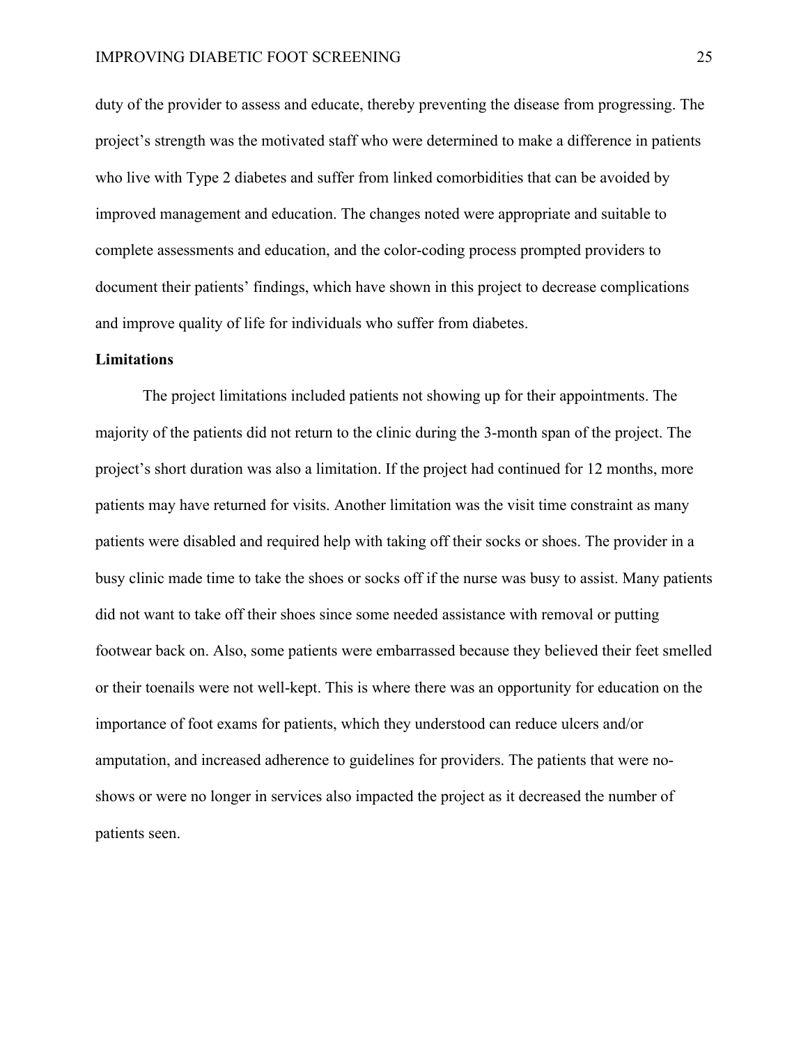duty of the provider to assess and educate, thereby preventing the disease from progressing. The project's strength was the motivated staff who were determined to make a difference in patients who live with Type 2 diabetes and suffer from linked comorbidities that can be avoided by improved management and education. The changes noted were appropriate and suitable to complete assessments and education, and the color-coding process prompted providers to document their patients' findings, which have shown in this project to decrease complications and improve quality of life for individuals who suffer from diabetes.

**Limitations**

The project limitations included patients not showing up for their appointments. The majority of the patients did not return to the clinic during the 3-month span of the project. The project's short duration was also a limitation. If the project had continued for 12 months, more patients may have returned for visits. Another limitation was the visit time constraint as many patients were disabled and required help with taking off their socks or shoes. The provider in a busy clinic made time to take the shoes or socks off if the nurse was busy to assist. Many patients did not want to take off their shoes since some needed assistance with removal or putting footwear back on. Also, some patients were embarrassed because they believed their feet smelled or their toenails were not well-kept. This is where there was an opportunity for education on the importance of foot exams for patients, which they understood can reduce ulcers and/or amputation, and increased adherence to guidelines for providers. The patients that were no-shows or were no longer in services also impacted the project as it decreased the number of patients seen.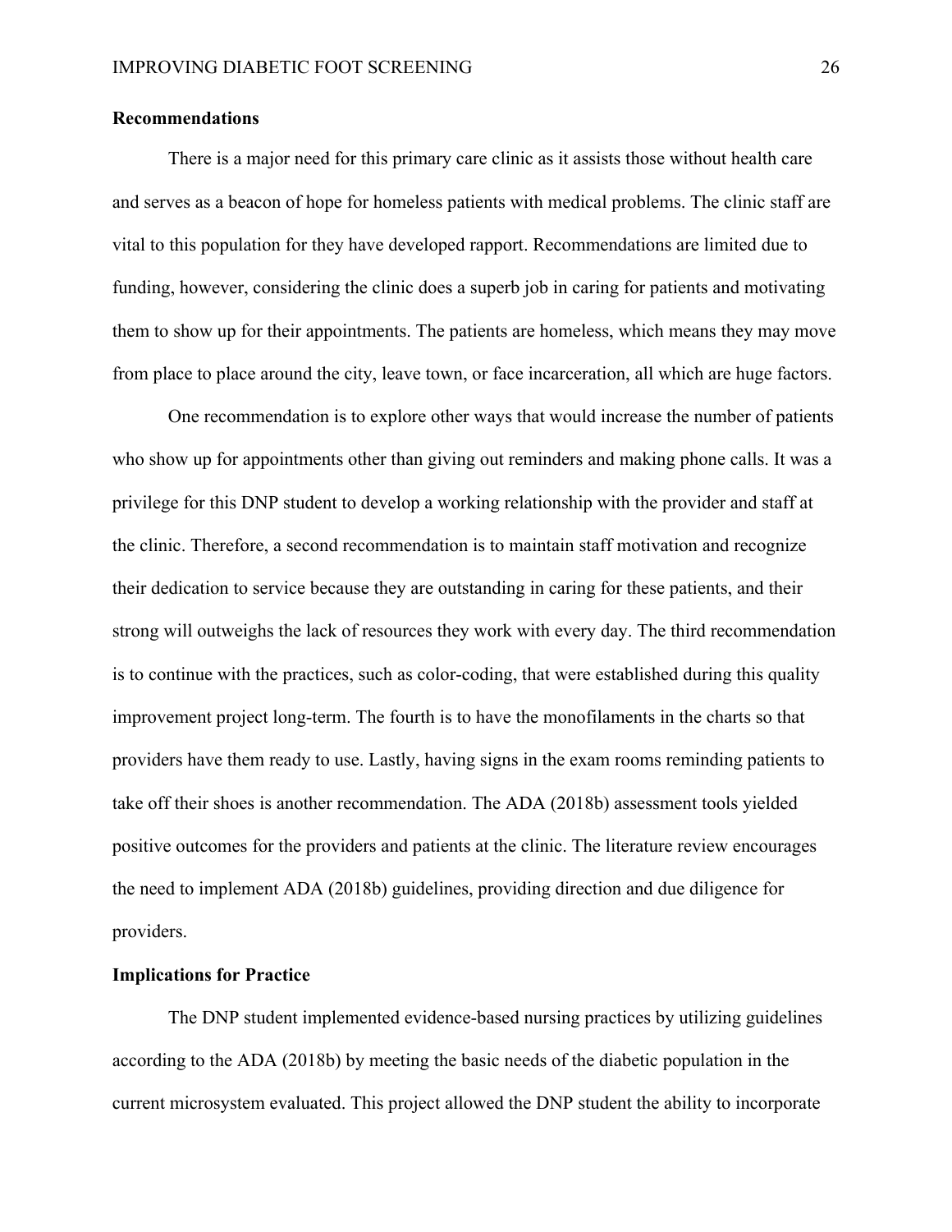## Recommendations

There is a major need for this primary care clinic as it assists those without health care and serves as a beacon of hope for homeless patients with medical problems. The clinic staff are vital to this population for they have developed rapport. Recommendations are limited due to funding, however, considering the clinic does a superb job in caring for patients and motivating them to show up for their appointments. The patients are homeless, which means they may move from place to place around the city, leave town, or face incarceration, all which are huge factors.

One recommendation is to explore other ways that would increase the number of patients who show up for appointments other than giving out reminders and making phone calls. It was a privilege for this DNP student to develop a working relationship with the provider and staff at the clinic. Therefore, a second recommendation is to maintain staff motivation and recognize their dedication to service because they are outstanding in caring for these patients, and their strong will outweighs the lack of resources they work with every day. The third recommendation is to continue with the practices, such as color-coding, that were established during this quality improvement project long-term. The fourth is to have the monofilaments in the charts so that providers have them ready to use. Lastly, having signs in the exam rooms reminding patients to take off their shoes is another recommendation. The ADA (2018b) assessment tools yielded positive outcomes for the providers and patients at the clinic. The literature review encourages the need to implement ADA (2018b) guidelines, providing direction and due diligence for providers.

## Implications for Practice

The DNP student implemented evidence-based nursing practices by utilizing guidelines according to the ADA (2018b) by meeting the basic needs of the diabetic population in the current microsystem evaluated. This project allowed the DNP student the ability to incorporate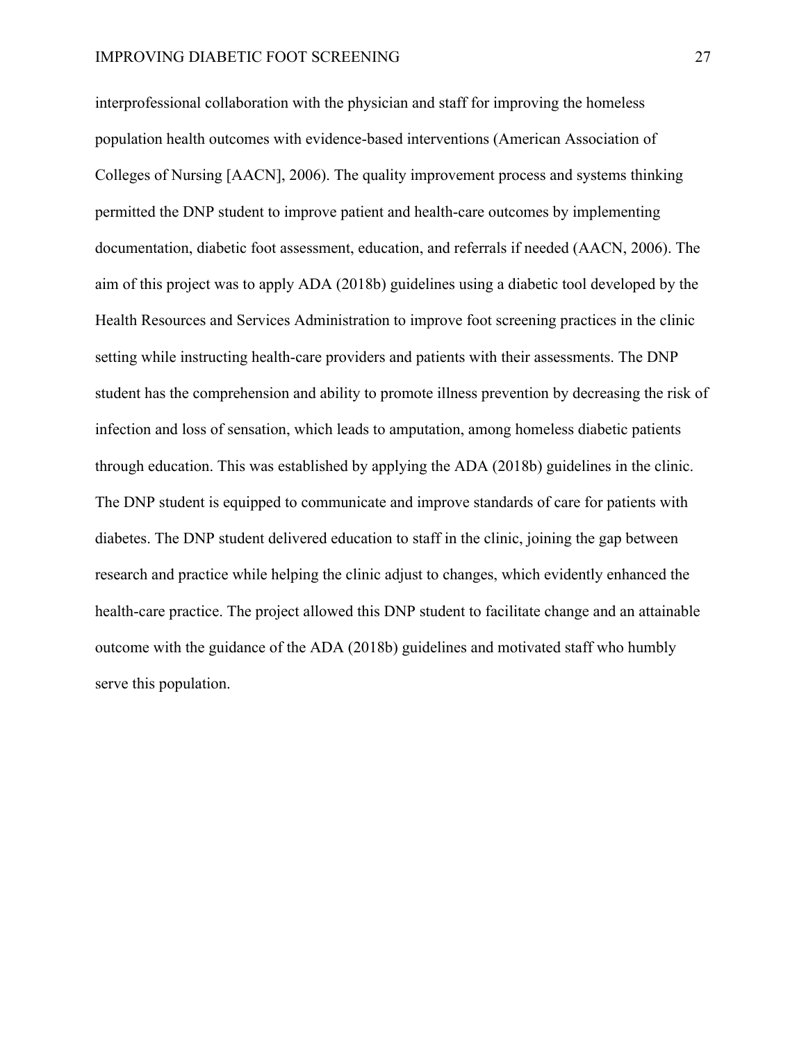interprofessional collaboration with the physician and staff for improving the homeless population health outcomes with evidence-based interventions (American Association of Colleges of Nursing [AACN], 2006). The quality improvement process and systems thinking permitted the DNP student to improve patient and health-care outcomes by implementing documentation, diabetic foot assessment, education, and referrals if needed (AACN, 2006). The aim of this project was to apply ADA (2018b) guidelines using a diabetic tool developed by the Health Resources and Services Administration to improve foot screening practices in the clinic setting while instructing health-care providers and patients with their assessments. The DNP student has the comprehension and ability to promote illness prevention by decreasing the risk of infection and loss of sensation, which leads to amputation, among homeless diabetic patients through education. This was established by applying the ADA (2018b) guidelines in the clinic. The DNP student is equipped to communicate and improve standards of care for patients with diabetes. The DNP student delivered education to staff in the clinic, joining the gap between research and practice while helping the clinic adjust to changes, which evidently enhanced the health-care practice. The project allowed this DNP student to facilitate change and an attainable outcome with the guidance of the ADA (2018b) guidelines and motivated staff who humbly serve this population.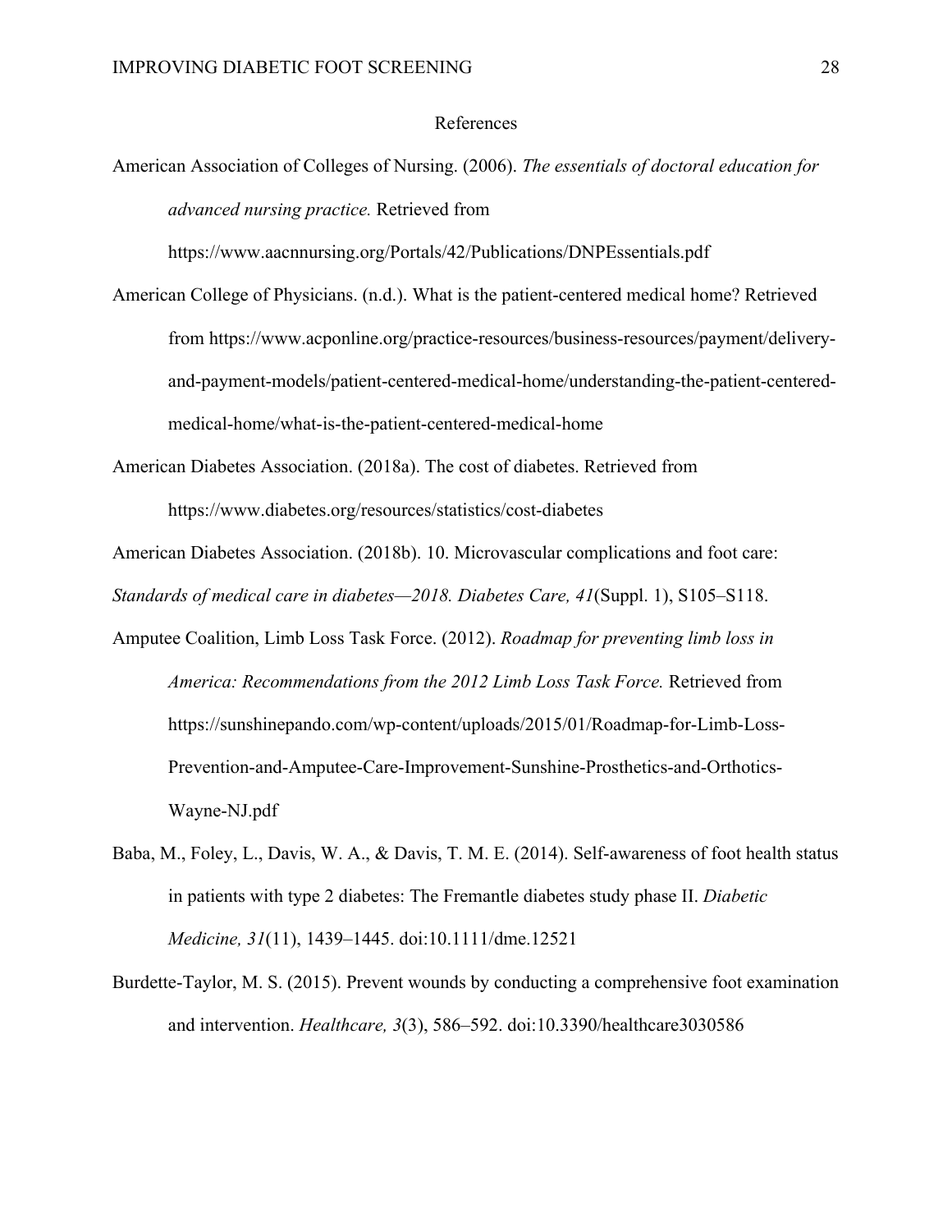# References

American Association of Colleges of Nursing. (2006). *The essentials of doctoral education for advanced nursing practice.* Retrieved from https://www.aacnnursing.org/Portals/42/Publications/DNPEssentials.pdf

American College of Physicians. (n.d.). What is the patient-centered medical home? Retrieved from https://www.acponline.org/practice-resources/business-resources/payment/delivery-and-payment-models/patient-centered-medical-home/understanding-the-patient-centered-medical-home/what-is-the-patient-centered-medical-home

American Diabetes Association. (2018a). The cost of diabetes. Retrieved from https://www.diabetes.org/resources/statistics/cost-diabetes

American Diabetes Association. (2018b). 10. Microvascular complications and foot care: *Standards of medical care in diabetes—2018. Diabetes Care, 41*(Suppl. 1), S105–S118.

Amputee Coalition, Limb Loss Task Force. (2012). *Roadmap for preventing limb loss in America: Recommendations from the 2012 Limb Loss Task Force.* Retrieved from https://sunshinepando.com/wp-content/uploads/2015/01/Roadmap-for-Limb-Loss-Prevention-and-Amputee-Care-Improvement-Sunshine-Prosthetics-and-Orthotics-Wayne-NJ.pdf

Baba, M., Foley, L., Davis, W. A., & Davis, T. M. E. (2014). Self-awareness of foot health status in patients with type 2 diabetes: The Fremantle diabetes study phase II. *Diabetic Medicine, 31*(11), 1439–1445. doi:10.1111/dme.12521

Burdette-Taylor, M. S. (2015). Prevent wounds by conducting a comprehensive foot examination and intervention. *Healthcare, 3*(3), 586–592. doi:10.3390/healthcare3030586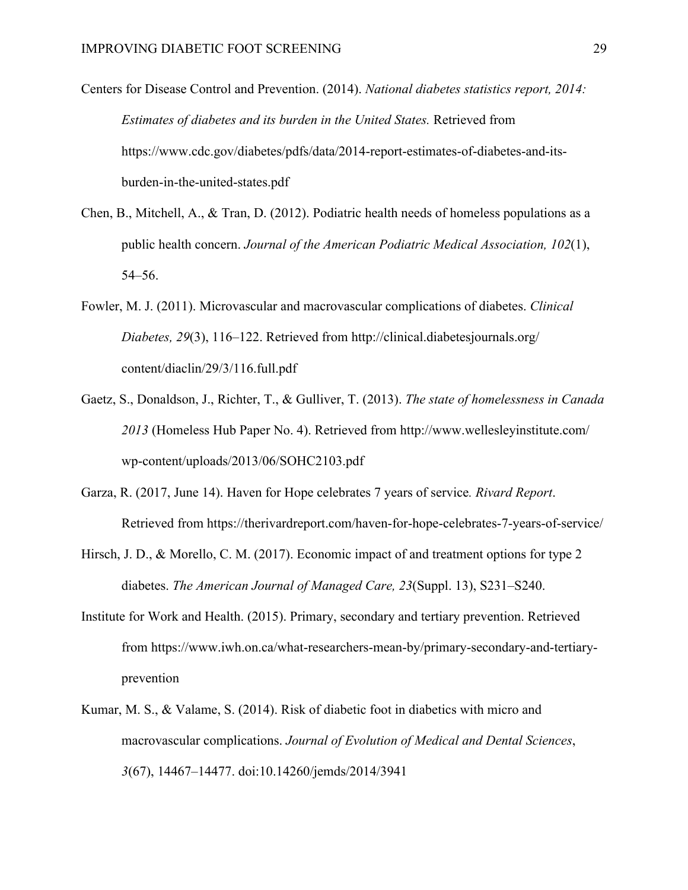Centers for Disease Control and Prevention. (2014). *National diabetes statistics report, 2014: Estimates of diabetes and its burden in the United States.* Retrieved from https://www.cdc.gov/diabetes/pdfs/data/2014-report-estimates-of-diabetes-and-its-burden-in-the-united-states.pdf

Chen, B., Mitchell, A., & Tran, D. (2012). Podiatric health needs of homeless populations as a public health concern. *Journal of the American Podiatric Medical Association, 102*(1), 54–56.

Fowler, M. J. (2011). Microvascular and macrovascular complications of diabetes. *Clinical Diabetes, 29*(3), 116–122. Retrieved from http://clinical.diabetesjournals.org/content/diaclin/29/3/116.full.pdf

Gaetz, S., Donaldson, J., Richter, T., & Gulliver, T. (2013). *The state of homelessness in Canada 2013* (Homeless Hub Paper No. 4). Retrieved from http://www.wellesleyinstitute.com/wp-content/uploads/2013/06/SOHC2103.pdf

Garza, R. (2017, June 14). Haven for Hope celebrates 7 years of service. *Rivard Report*. Retrieved from https://therivardreport.com/haven-for-hope-celebrates-7-years-of-service/

Hirsch, J. D., & Morello, C. M. (2017). Economic impact of and treatment options for type 2 diabetes. *The American Journal of Managed Care, 23*(Suppl. 13), S231–S240.

Institute for Work and Health. (2015). Primary, secondary and tertiary prevention. Retrieved from https://www.iwh.on.ca/what-researchers-mean-by/primary-secondary-and-tertiary-prevention

Kumar, M. S., & Valame, S. (2014). Risk of diabetic foot in diabetics with micro and macrovascular complications. *Journal of Evolution of Medical and Dental Sciences*, *3*(67), 14467–14477. doi:10.14260/jemds/2014/3941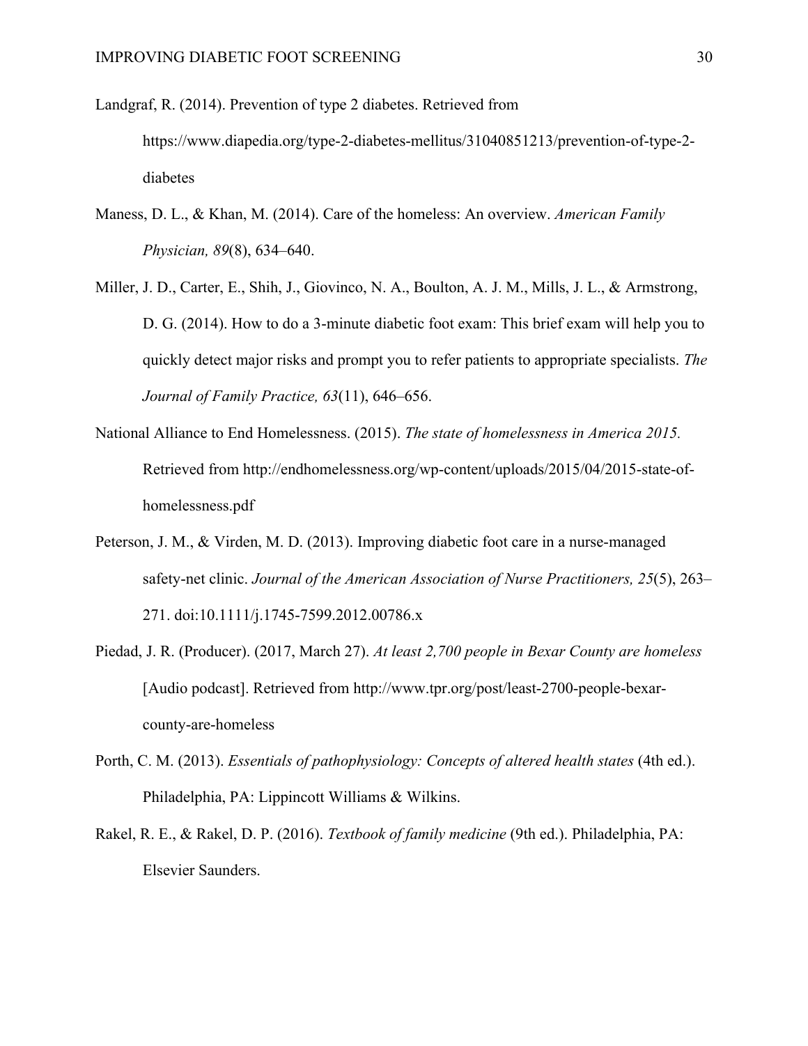Landgraf, R. (2014). Prevention of type 2 diabetes. Retrieved from https://www.diapedia.org/type-2-diabetes-mellitus/31040851213/prevention-of-type-2-diabetes

Maness, D. L., & Khan, M. (2014). Care of the homeless: An overview. *American Family Physician, 89*(8), 634–640.

Miller, J. D., Carter, E., Shih, J., Giovinco, N. A., Boulton, A. J. M., Mills, J. L., & Armstrong, D. G. (2014). How to do a 3-minute diabetic foot exam: This brief exam will help you to quickly detect major risks and prompt you to refer patients to appropriate specialists. *The Journal of Family Practice, 63*(11), 646–656.

National Alliance to End Homelessness. (2015). *The state of homelessness in America 2015.* Retrieved from http://endhomelessness.org/wp-content/uploads/2015/04/2015-state-of-homelessness.pdf

Peterson, J. M., & Virden, M. D. (2013). Improving diabetic foot care in a nurse-managed safety-net clinic. *Journal of the American Association of Nurse Practitioners, 25*(5), 263–271. doi:10.1111/j.1745-7599.2012.00786.x

Piedad, J. R. (Producer). (2017, March 27). *At least 2,700 people in Bexar County are homeless* [Audio podcast]. Retrieved from http://www.tpr.org/post/least-2700-people-bexar-county-are-homeless

Porth, C. M. (2013). *Essentials of pathophysiology: Concepts of altered health states* (4th ed.). Philadelphia, PA: Lippincott Williams & Wilkins.

Rakel, R. E., & Rakel, D. P. (2016). *Textbook of family medicine* (9th ed.). Philadelphia, PA: Elsevier Saunders.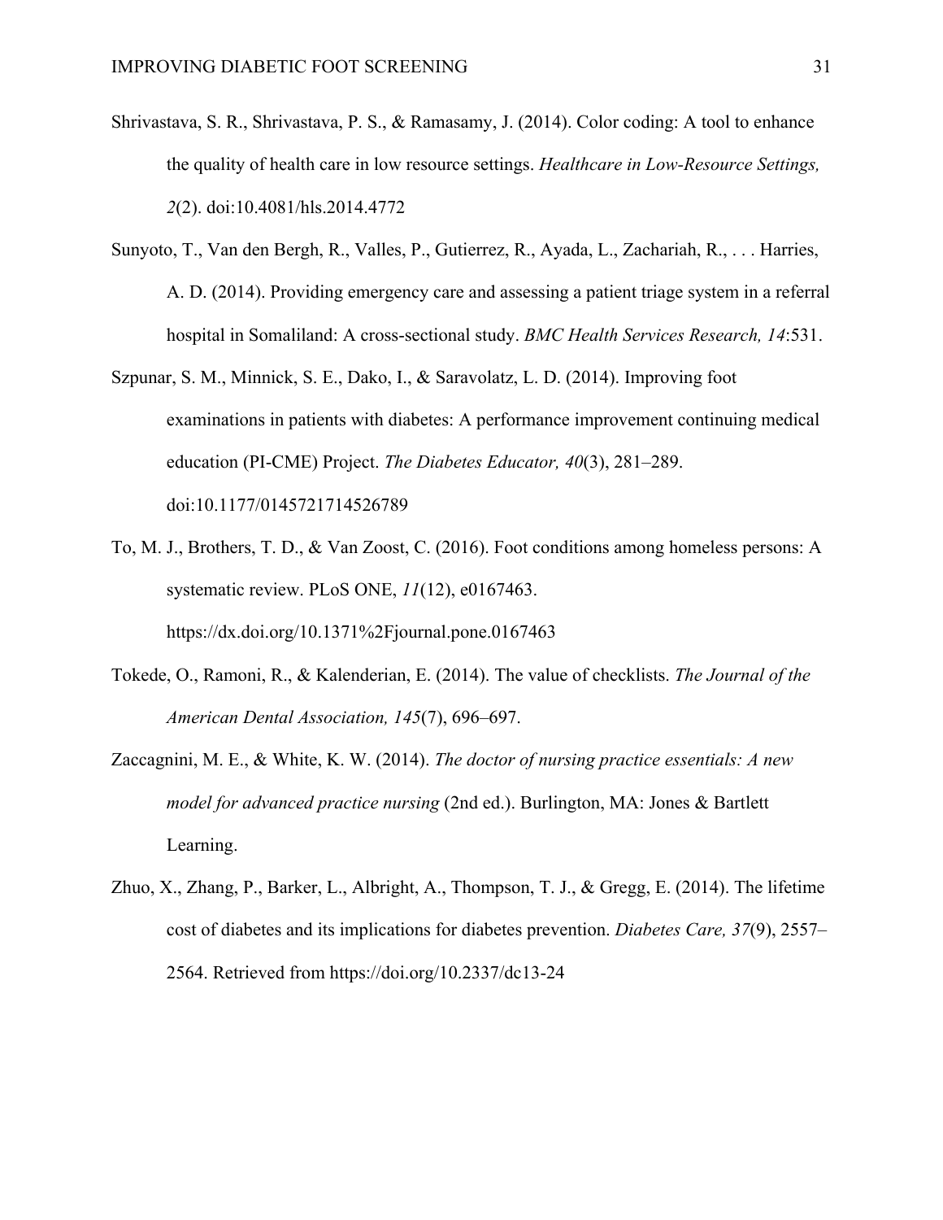Shrivastava, S. R., Shrivastava, P. S., & Ramasamy, J. (2014). Color coding: A tool to enhance the quality of health care in low resource settings. *Healthcare in Low-Resource Settings, 2*(2). doi:10.4081/hls.2014.4772

Sunyoto, T., Van den Bergh, R., Valles, P., Gutierrez, R., Ayada, L., Zachariah, R., . . . Harries, A. D. (2014). Providing emergency care and assessing a patient triage system in a referral hospital in Somaliland: A cross-sectional study. *BMC Health Services Research, 14*:531.

Szpunar, S. M., Minnick, S. E., Dako, I., & Saravolatz, L. D. (2014). Improving foot examinations in patients with diabetes: A performance improvement continuing medical education (PI-CME) Project. *The Diabetes Educator, 40*(3), 281–289. doi:10.1177/0145721714526789

To, M. J., Brothers, T. D., & Van Zoost, C. (2016). Foot conditions among homeless persons: A systematic review. PLoS ONE, *11*(12), e0167463. https://dx.doi.org/10.1371%2Fjournal.pone.0167463

Tokede, O., Ramoni, R., & Kalenderian, E. (2014). The value of checklists. *The Journal of the American Dental Association, 145*(7), 696–697.

Zaccagnini, M. E., & White, K. W. (2014). *The doctor of nursing practice essentials: A new model for advanced practice nursing* (2nd ed.). Burlington, MA: Jones & Bartlett Learning.

Zhuo, X., Zhang, P., Barker, L., Albright, A., Thompson, T. J., & Gregg, E. (2014). The lifetime cost of diabetes and its implications for diabetes prevention. *Diabetes Care, 37*(9), 2557–2564. Retrieved from https://doi.org/10.2337/dc13-24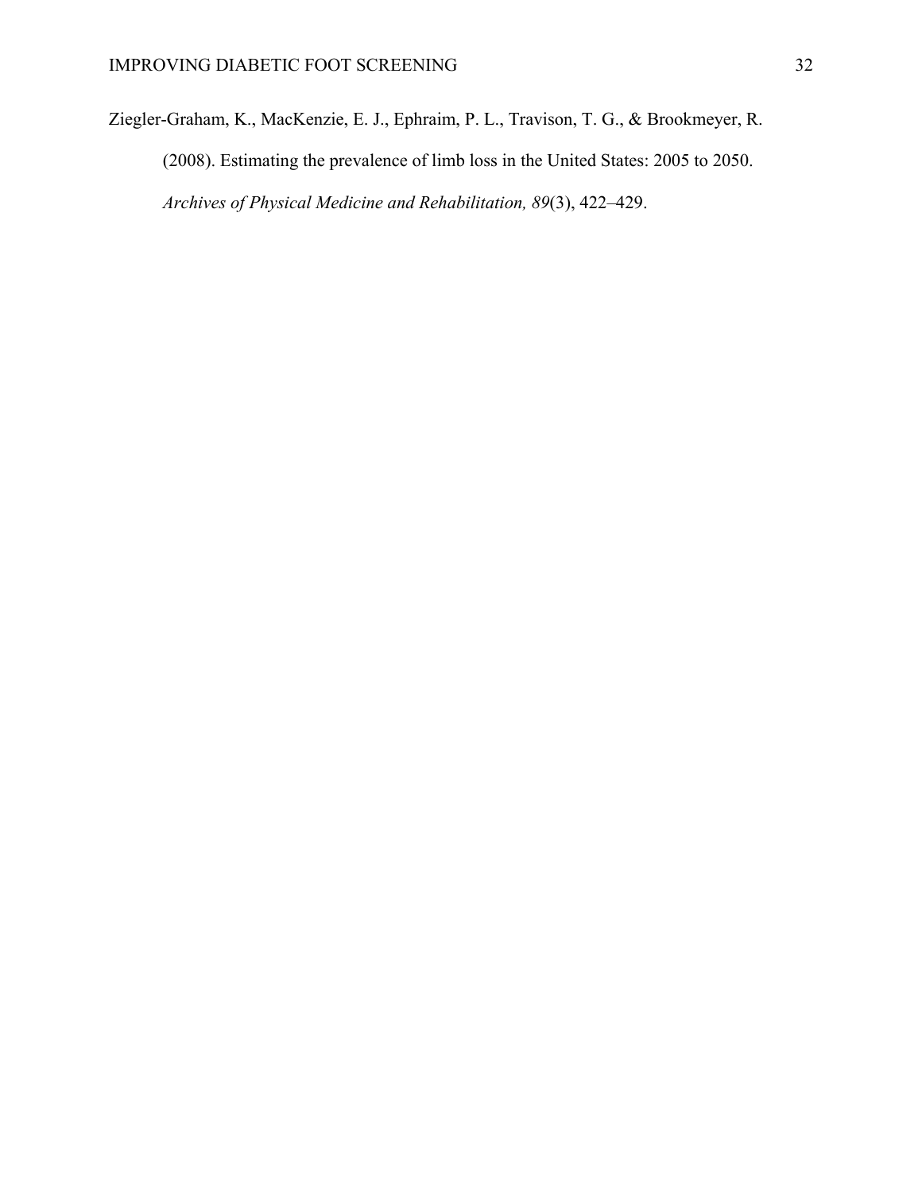Ziegler-Graham, K., MacKenzie, E. J., Ephraim, P. L., Travison, T. G., & Brookmeyer, R. (2008). Estimating the prevalence of limb loss in the United States: 2005 to 2050. *Archives of Physical Medicine and Rehabilitation, 89*(3), 422–429.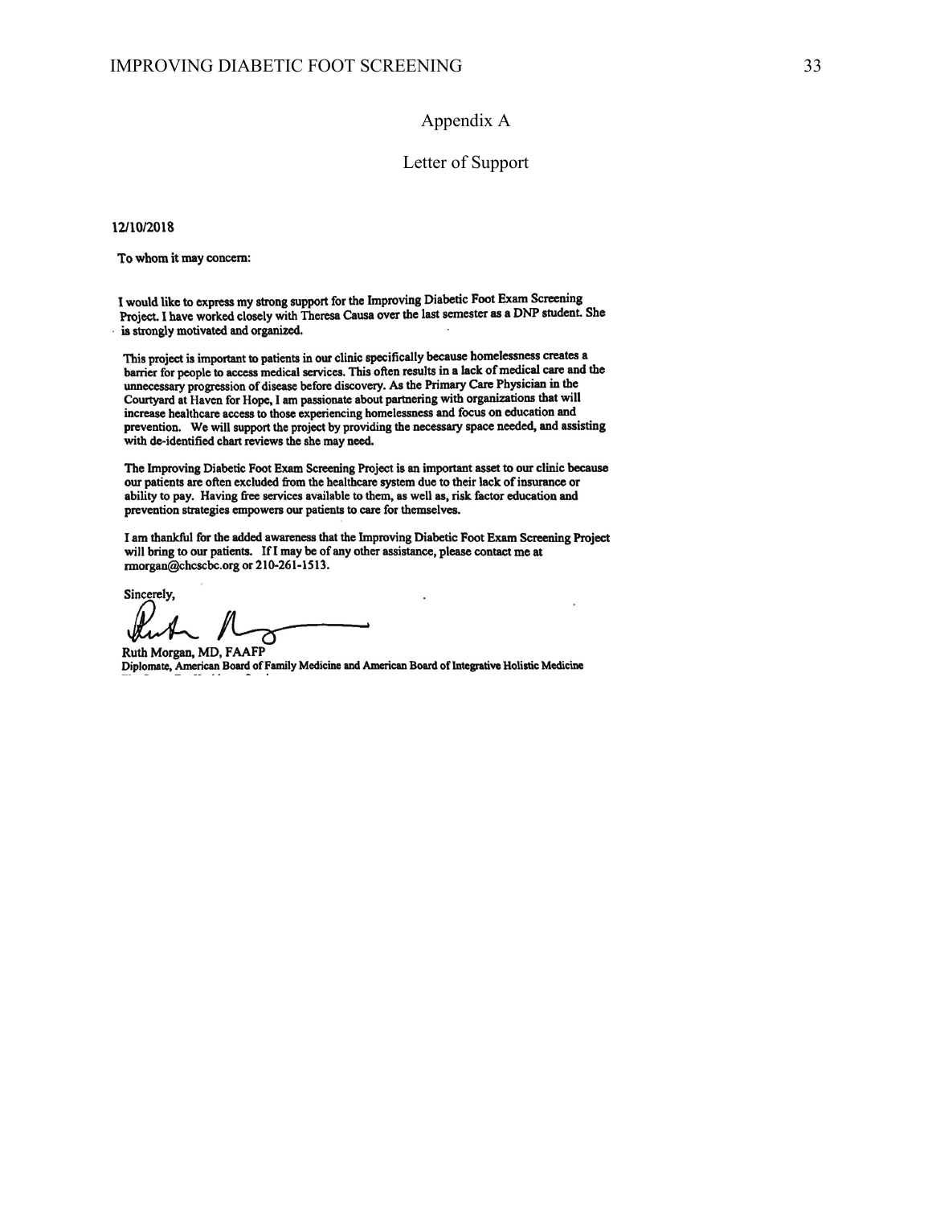# Appendix A

## Letter of Support

**12/10/2018**

**To whom it may concern:**

**I would like to express my strong support for the Improving Diabetic Foot Exam Screening Project. I have worked closely with Theresa Causa over the last semester as a DNP student. She is strongly motivated and organized.**

**This project is important to patients in our clinic specifically because homelessness creates a barrier for people to access medical services. This often results in a lack of medical care and the unnecessary progression of disease before discovery. As the Primary Care Physician in the Courtyard at Haven for Hope, I am passionate about partnering with organizations that will increase healthcare access to those experiencing homelessness and focus on education and prevention. We will support the project by providing the necessary space needed, and assisting with de-identified chart reviews the she may need.**

**The Improving Diabetic Foot Exam Screening Project is an important asset to our clinic because our patients are often excluded from the healthcare system due to their lack of insurance or ability to pay. Having free services available to them, as well as, risk factor education and prevention strategies empowers our patients to care for themselves.**

**I am thankful for the added awareness that the Improving Diabetic Foot Exam Screening Project will bring to our patients. If I may be of any other assistance, please contact me at rmorgan@chcscbc.org or 210-261-1513.**

**Sincerely,**

**Ruth Morgan, MD, FAAFP**
**Diplomate, American Board of Family Medicine and American Board of Integrative Holistic Medicine**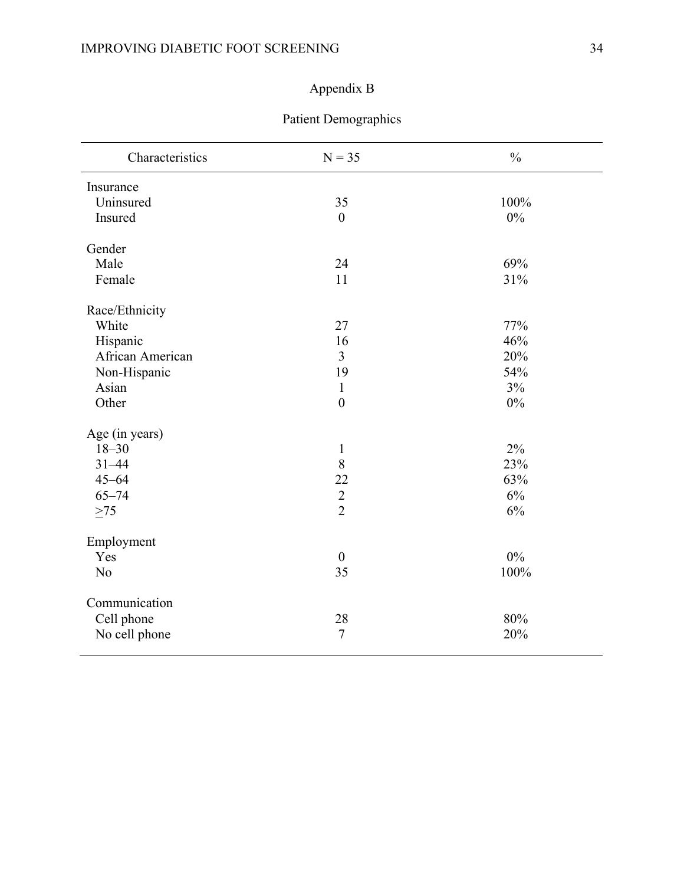## Appendix B

### Patient Demographics

| Characteristics | N = 35 | % |
|---|---|---|
| Insurance | | |
| Uninsured | 35 | 100% |
| Insured | 0 | 0% |
| Gender | | |
| Male | 24 | 69% |
| Female | 11 | 31% |
| Race/Ethnicity | | |
| White | 27 | 77% |
| Hispanic | 16 | 46% |
| African American | 3 | 20% |
| Non-Hispanic | 19 | 54% |
| Asian | 1 | 3% |
| Other | 0 | 0% |
| Age (in years) | | |
| 18–30 | 1 | 2% |
| 31–44 | 8 | 23% |
| 45–64 | 22 | 63% |
| 65–74 | 2 | 6% |
| ≥75 | 2 | 6% |
| Employment | | |
| Yes | 0 | 0% |
| No | 35 | 100% |
| Communication | | |
| Cell phone | 28 | 80% |
| No cell phone | 7 | 20% |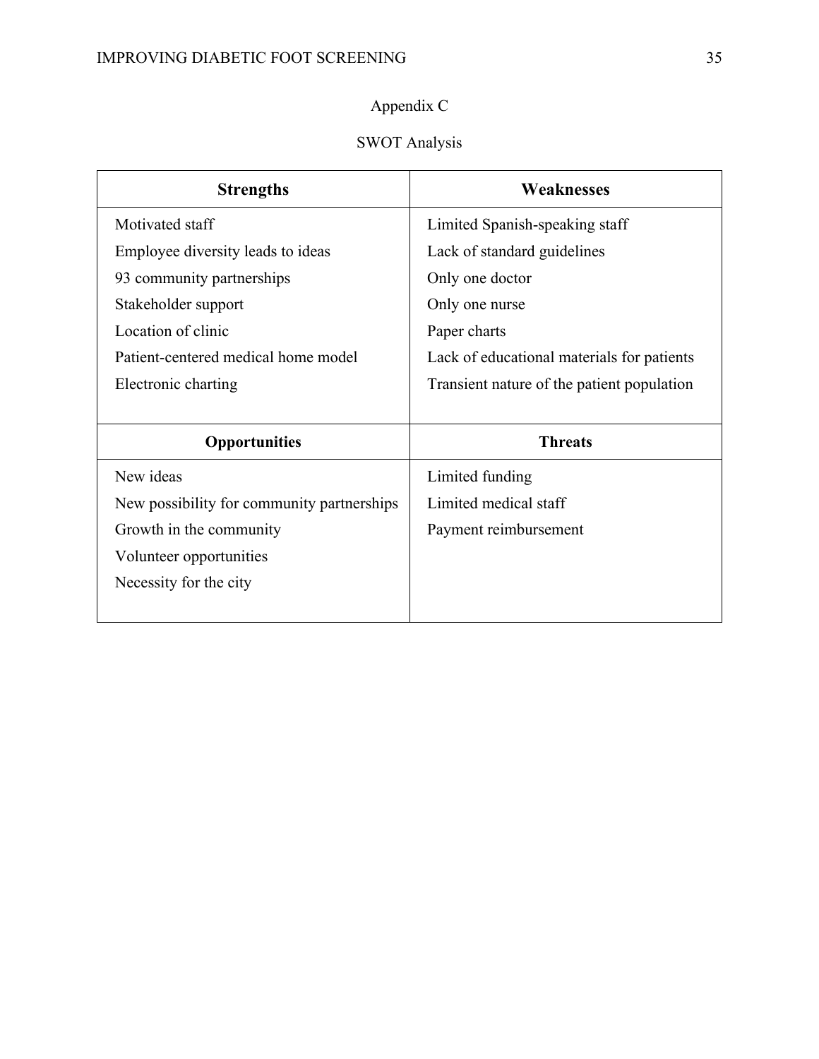# Appendix C

## SWOT Analysis

| **Strengths** | **Weaknesses** |
|---|---|
| Motivated staff<br>Employee diversity leads to ideas<br>93 community partnerships<br>Stakeholder support<br>Location of clinic<br>Patient-centered medical home model<br>Electronic charting | Limited Spanish-speaking staff<br>Lack of standard guidelines<br>Only one doctor<br>Only one nurse<br>Paper charts<br>Lack of educational materials for patients<br>Transient nature of the patient population |
| **Opportunities** | **Threats** |
| New ideas<br>New possibility for community partnerships<br>Growth in the community<br>Volunteer opportunities<br>Necessity for the city | Limited funding<br>Limited medical staff<br>Payment reimbursement |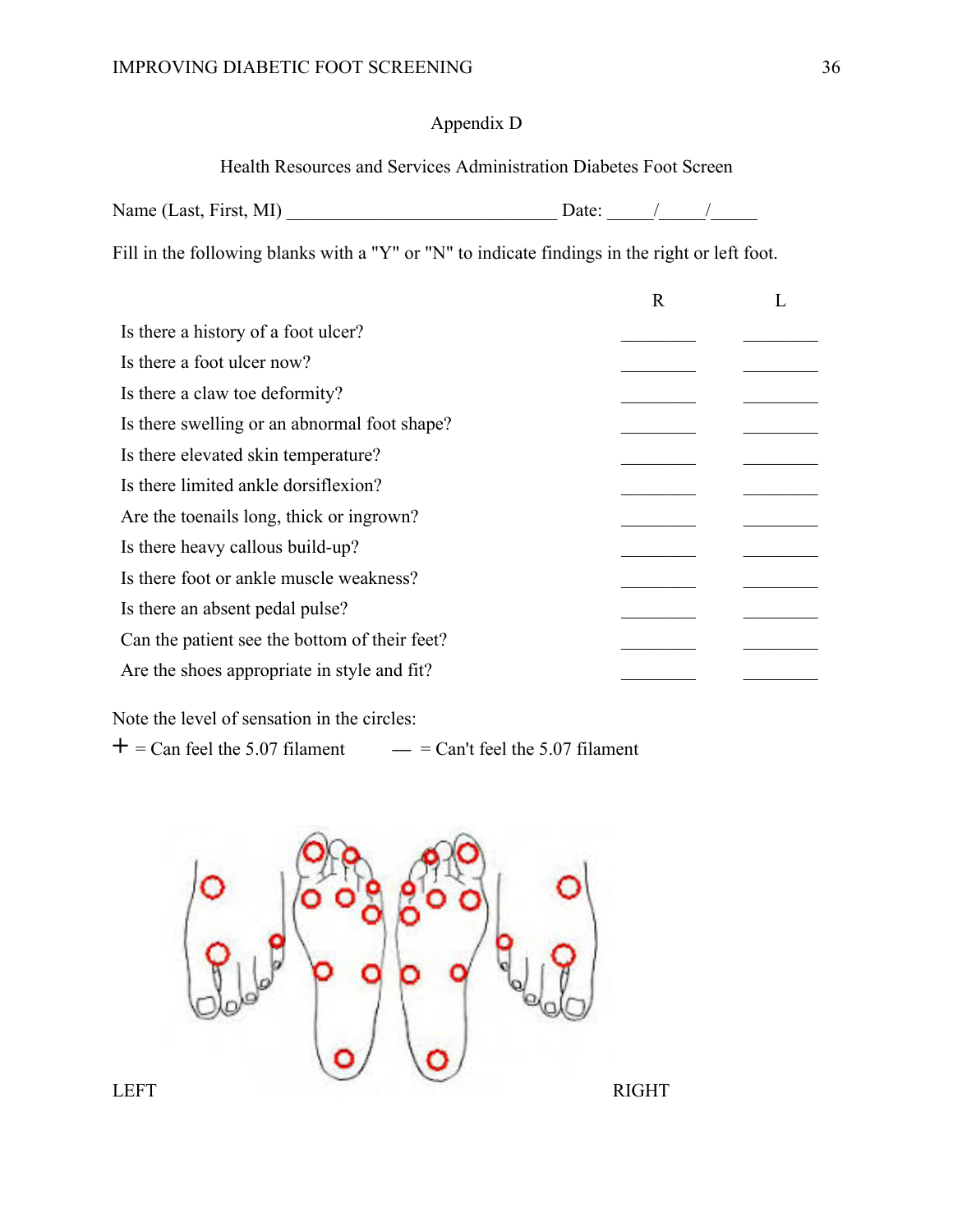Appendix D

Health Resources and Services Administration Diabetes Foot Screen

Name (Last, First, MI) ______________________________ Date: _____/_____/_____

Fill in the following blanks with a "Y" or "N" to indicate findings in the right or left foot.

| | R | L |
|---|---|---|
| Is there a history of a foot ulcer? | ________ | ________ |
| Is there a foot ulcer now? | ________ | ________ |
| Is there a claw toe deformity? | ________ | ________ |
| Is there swelling or an abnormal foot shape? | ________ | ________ |
| Is there elevated skin temperature? | ________ | ________ |
| Is there limited ankle dorsiflexion? | ________ | ________ |
| Are the toenails long, thick or ingrown? | ________ | ________ |
| Is there heavy callous build-up? | ________ | ________ |
| Is there foot or ankle muscle weakness? | ________ | ________ |
| Is there an absent pedal pulse? | ________ | ________ |
| Can the patient see the bottom of their feet? | ________ | ________ |
| Are the shoes appropriate in style and fit? | ________ | ________ |

Note the level of sensation in the circles:

+ = Can feel the 5.07 filament — = Can't feel the 5.07 filament

LEFT RIGHT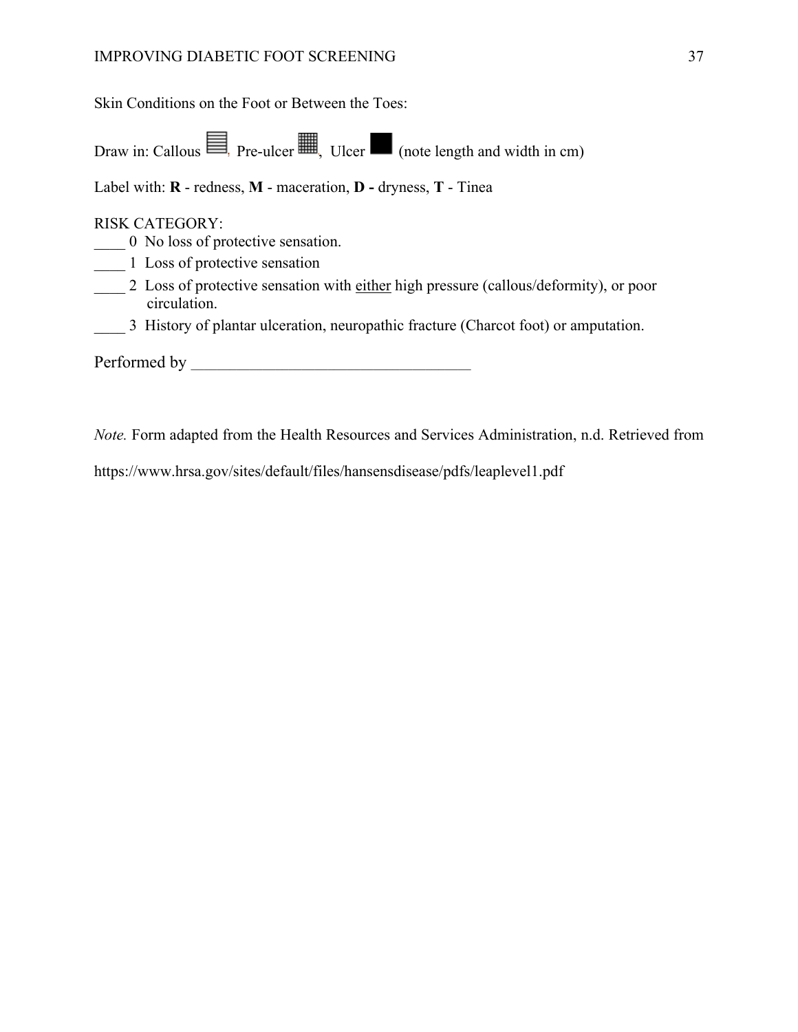Skin Conditions on the Foot or Between the Toes:

Draw in: Callous ▤, Pre-ulcer ▦, Ulcer ■ (note length and width in cm)

Label with: **R** - redness, **M** - maceration, **D -** dryness, **T** - Tinea

RISK CATEGORY:

____ 0 No loss of protective sensation.

____ 1 Loss of protective sensation

____ 2 Loss of protective sensation with either high pressure (callous/deformity), or poor circulation.

____ 3 History of plantar ulceration, neuropathic fracture (Charcot foot) or amputation.

Performed by ___________________________________

*Note.* Form adapted from the Health Resources and Services Administration, n.d. Retrieved from https://www.hrsa.gov/sites/default/files/hansensdisease/pdfs/leaplevel1.pdf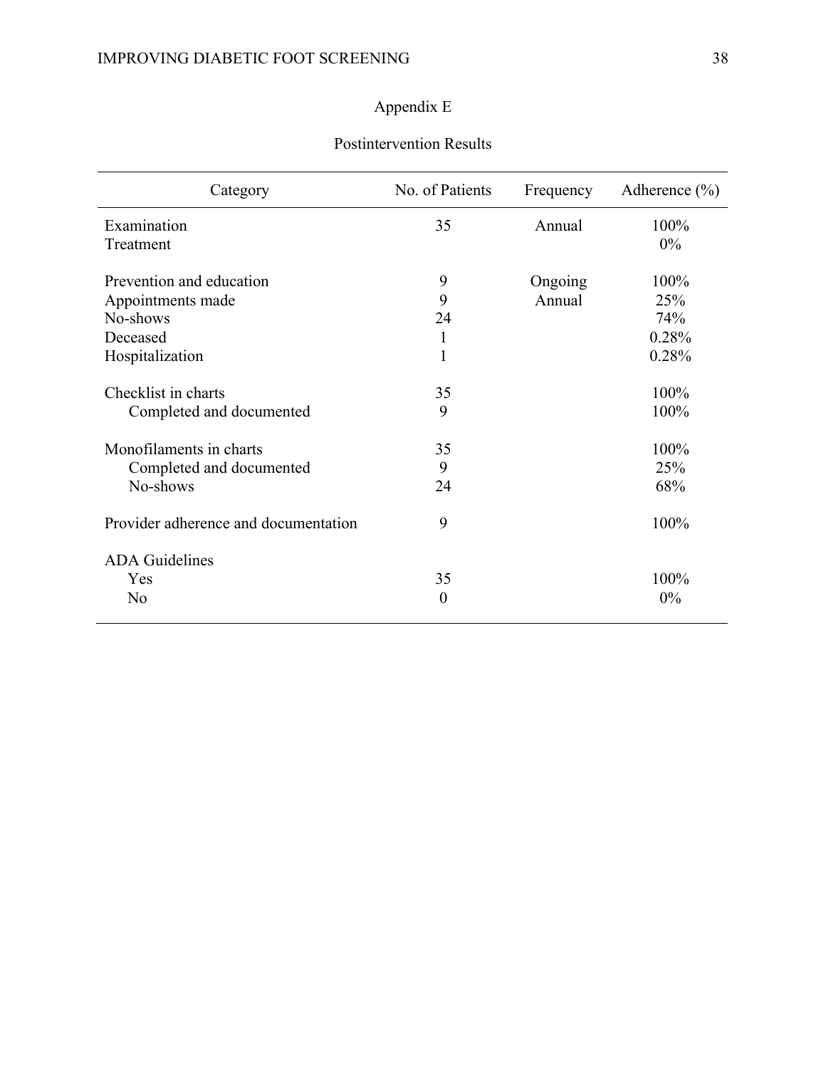Appendix E

Postintervention Results

| Category | No. of Patients | Frequency | Adherence (%) |
|---|---|---|---|
| Examination | 35 | Annual | 100% |
| Treatment | | | 0% |
| Prevention and education | 9 | Ongoing | 100% |
| Appointments made | 9 | Annual | 25% |
| No-shows | 24 | | 74% |
| Deceased | 1 | | 0.28% |
| Hospitalization | 1 | | 0.28% |
| Checklist in charts | 35 | | 100% |
| Completed and documented | 9 | | 100% |
| Monofilaments in charts | 35 | | 100% |
| Completed and documented | 9 | | 25% |
| No-shows | 24 | | 68% |
| Provider adherence and documentation | 9 | | 100% |
| ADA Guidelines | | | |
| Yes | 35 | | 100% |
| No | 0 | | 0% |